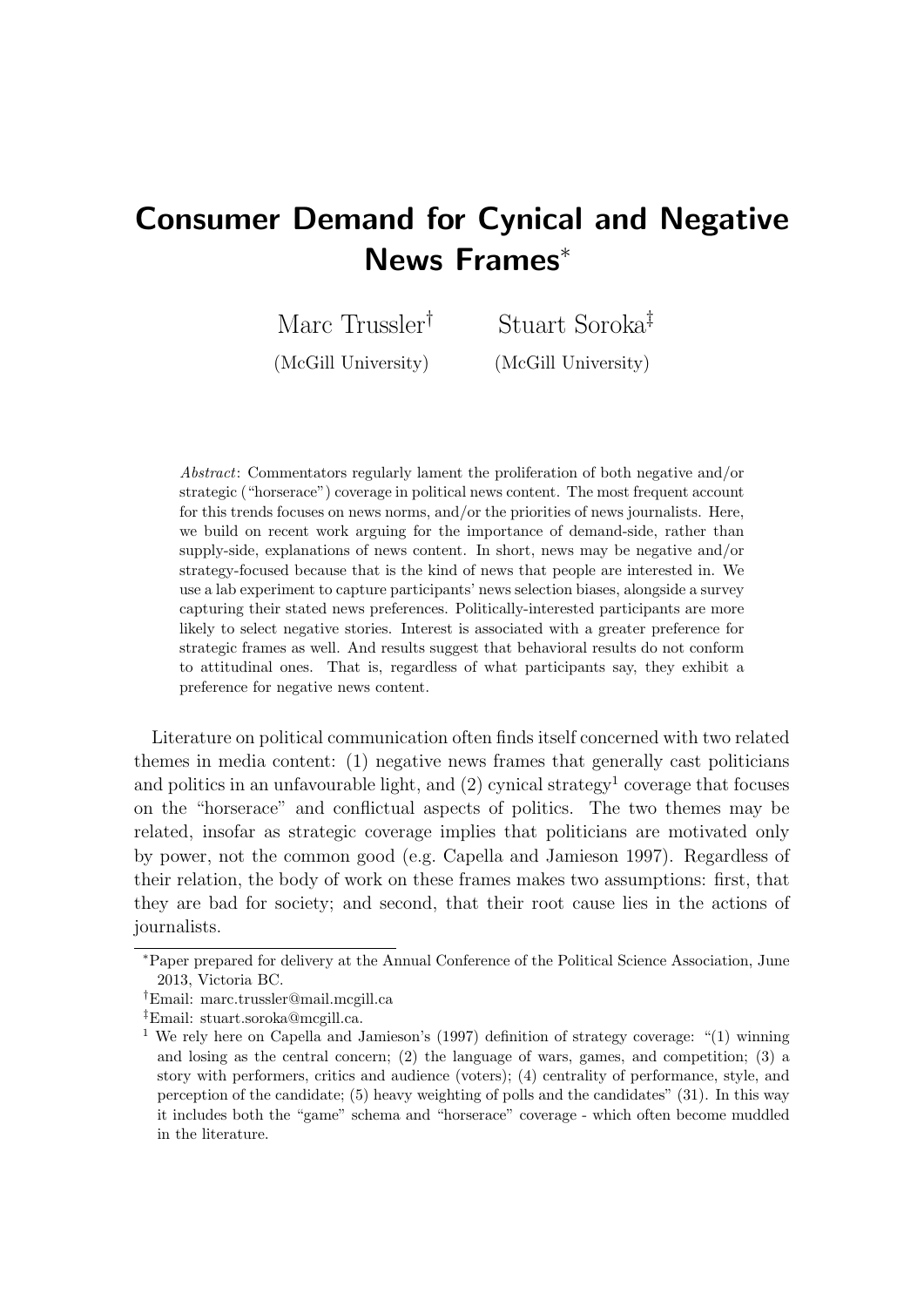# Consumer Demand for Cynical and Negative News Frames[*]

Marc Trussler[†] (McGill University)

Stuart Soroka[‡] (McGill University)

*Abstract*: Commentators regularly lament the proliferation of both negative and/or strategic ("horserace") coverage in political news content. The most frequent account for this trends focuses on news norms, and/or the priorities of news journalists. Here, we build on recent work arguing for the importance of demand-side, rather than supply-side, explanations of news content. In short, news may be negative and/or strategy-focused because that is the kind of news that people are interested in. We use a lab experiment to capture participants' news selection biases, alongside a survey capturing their stated news preferences. Politically-interested participants are more likely to select negative stories. Interest is associated with a greater preference for strategic frames as well. And results suggest that behavioral results do not conform to attitudinal ones. That is, regardless of what participants say, they exhibit a preference for negative news content.

Literature on political communication often finds itself concerned with two related themes in media content: (1) negative news frames that generally cast politicians and politics in an unfavourable light, and (2) cynical strategy[1] coverage that focuses on the "horserace" and conflictual aspects of politics. The two themes may be related, insofar as strategic coverage implies that politicians are motivated only by power, not the common good (e.g. Capella and Jamieson 1997). Regardless of their relation, the body of work on these frames makes two assumptions: first, that they are bad for society; and second, that their root cause lies in the actions of journalists.

---

[*] Paper prepared for delivery at the Annual Conference of the Political Science Association, June 2013, Victoria BC.

[†] Email: marc.trussler@mail.mcgill.ca

[‡] Email: stuart.soroka@mcgill.ca.

[1] We rely here on Capella and Jamieson's (1997) definition of strategy coverage: "(1) winning and losing as the central concern; (2) the language of wars, games, and competition; (3) a story with performers, critics and audience (voters); (4) centrality of performance, style, and perception of the candidate; (5) heavy weighting of polls and the candidates" (31). In this way it includes both the "game" schema and "horserace" coverage - which often become muddled in the literature.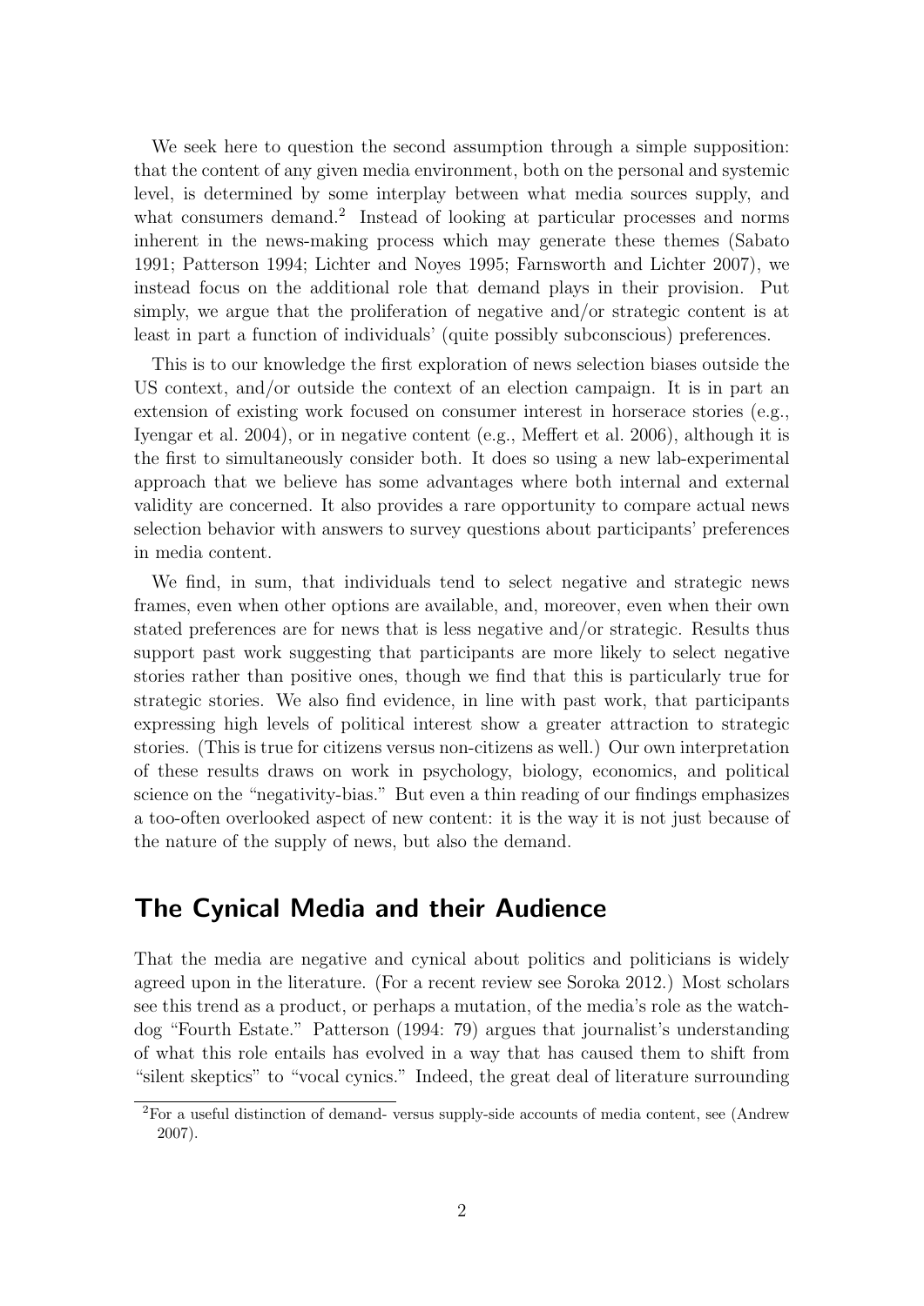We seek here to question the second assumption through a simple supposition: that the content of any given media environment, both on the personal and systemic level, is determined by some interplay between what media sources supply, and what consumers demand.[2] Instead of looking at particular processes and norms inherent in the news-making process which may generate these themes (Sabato 1991; Patterson 1994; Lichter and Noyes 1995; Farnsworth and Lichter 2007), we instead focus on the additional role that demand plays in their provision. Put simply, we argue that the proliferation of negative and/or strategic content is at least in part a function of individuals' (quite possibly subconscious) preferences.

This is to our knowledge the first exploration of news selection biases outside the US context, and/or outside the context of an election campaign. It is in part an extension of existing work focused on consumer interest in horserace stories (e.g., Iyengar et al. 2004), or in negative content (e.g., Meffert et al. 2006), although it is the first to simultaneously consider both. It does so using a new lab-experimental approach that we believe has some advantages where both internal and external validity are concerned. It also provides a rare opportunity to compare actual news selection behavior with answers to survey questions about participants' preferences in media content.

We find, in sum, that individuals tend to select negative and strategic news frames, even when other options are available, and, moreover, even when their own stated preferences are for news that is less negative and/or strategic. Results thus support past work suggesting that participants are more likely to select negative stories rather than positive ones, though we find that this is particularly true for strategic stories. We also find evidence, in line with past work, that participants expressing high levels of political interest show a greater attraction to strategic stories. (This is true for citizens versus non-citizens as well.) Our own interpretation of these results draws on work in psychology, biology, economics, and political science on the "negativity-bias." But even a thin reading of our findings emphasizes a too-often overlooked aspect of new content: it is the way it is not just because of the nature of the supply of news, but also the demand.

## The Cynical Media and their Audience

That the media are negative and cynical about politics and politicians is widely agreed upon in the literature. (For a recent review see Soroka 2012.) Most scholars see this trend as a product, or perhaps a mutation, of the media's role as the watchdog "Fourth Estate." Patterson (1994: 79) argues that journalist's understanding of what this role entails has evolved in a way that has caused them to shift from "silent skeptics" to "vocal cynics." Indeed, the great deal of literature surrounding

[2] For a useful distinction of demand- versus supply-side accounts of media content, see (Andrew 2007).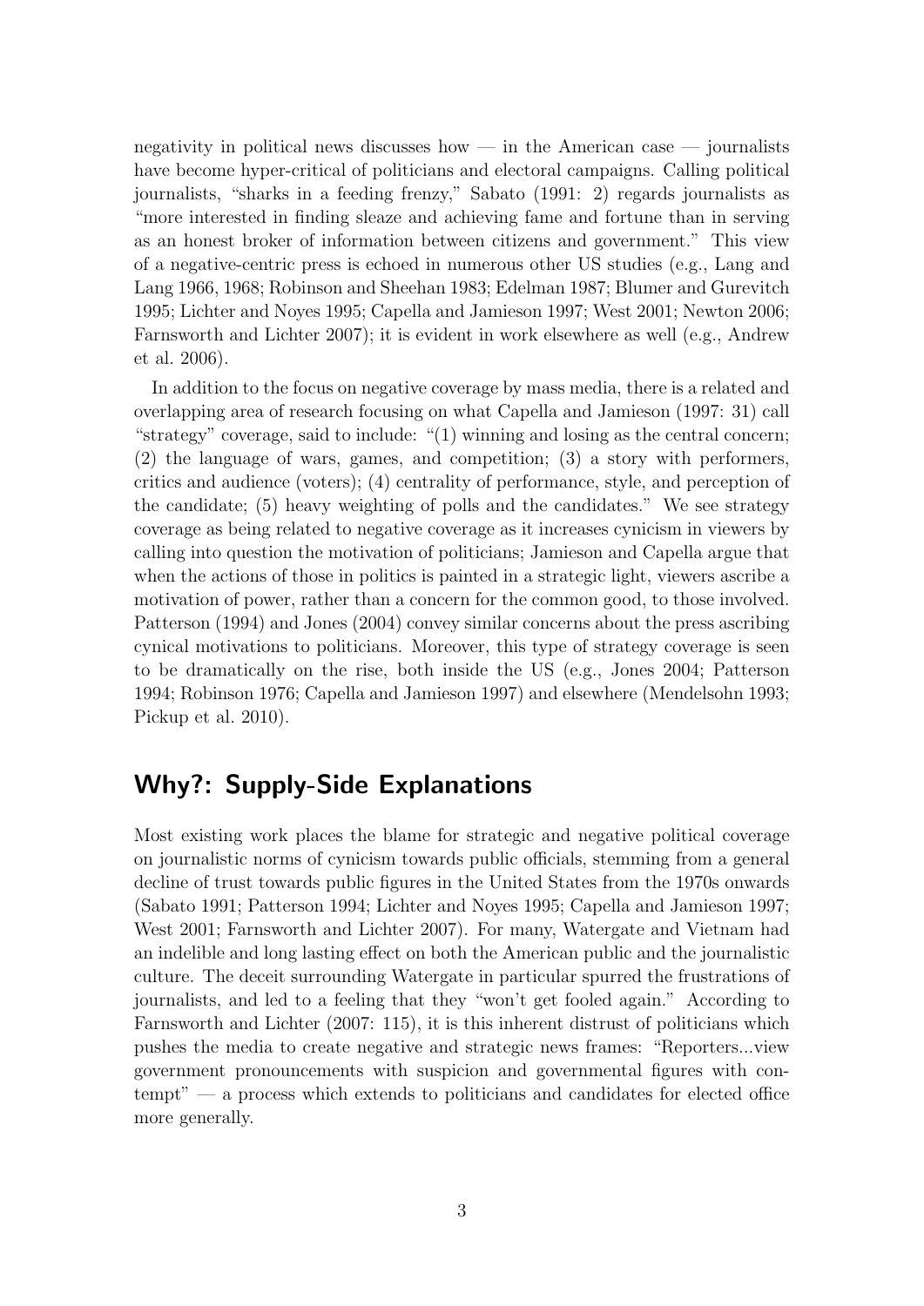negativity in political news discusses how — in the American case — journalists have become hyper-critical of politicians and electoral campaigns. Calling political journalists, "sharks in a feeding frenzy," Sabato (1991: 2) regards journalists as "more interested in finding sleaze and achieving fame and fortune than in serving as an honest broker of information between citizens and government." This view of a negative-centric press is echoed in numerous other US studies (e.g., Lang and Lang 1966, 1968; Robinson and Sheehan 1983; Edelman 1987; Blumer and Gurevitch 1995; Lichter and Noyes 1995; Capella and Jamieson 1997; West 2001; Newton 2006; Farnsworth and Lichter 2007); it is evident in work elsewhere as well (e.g., Andrew et al. 2006).

In addition to the focus on negative coverage by mass media, there is a related and overlapping area of research focusing on what Capella and Jamieson (1997: 31) call "strategy" coverage, said to include: "(1) winning and losing as the central concern; (2) the language of wars, games, and competition; (3) a story with performers, critics and audience (voters); (4) centrality of performance, style, and perception of the candidate; (5) heavy weighting of polls and the candidates." We see strategy coverage as being related to negative coverage as it increases cynicism in viewers by calling into question the motivation of politicians; Jamieson and Capella argue that when the actions of those in politics is painted in a strategic light, viewers ascribe a motivation of power, rather than a concern for the common good, to those involved. Patterson (1994) and Jones (2004) convey similar concerns about the press ascribing cynical motivations to politicians. Moreover, this type of strategy coverage is seen to be dramatically on the rise, both inside the US (e.g., Jones 2004; Patterson 1994; Robinson 1976; Capella and Jamieson 1997) and elsewhere (Mendelsohn 1993; Pickup et al. 2010).

## Why?: Supply-Side Explanations

Most existing work places the blame for strategic and negative political coverage on journalistic norms of cynicism towards public officials, stemming from a general decline of trust towards public figures in the United States from the 1970s onwards (Sabato 1991; Patterson 1994; Lichter and Noyes 1995; Capella and Jamieson 1997; West 2001; Farnsworth and Lichter 2007). For many, Watergate and Vietnam had an indelible and long lasting effect on both the American public and the journalistic culture. The deceit surrounding Watergate in particular spurred the frustrations of journalists, and led to a feeling that they "won't get fooled again." According to Farnsworth and Lichter (2007: 115), it is this inherent distrust of politicians which pushes the media to create negative and strategic news frames: "Reporters...view government pronouncements with suspicion and governmental figures with contempt" — a process which extends to politicians and candidates for elected office more generally.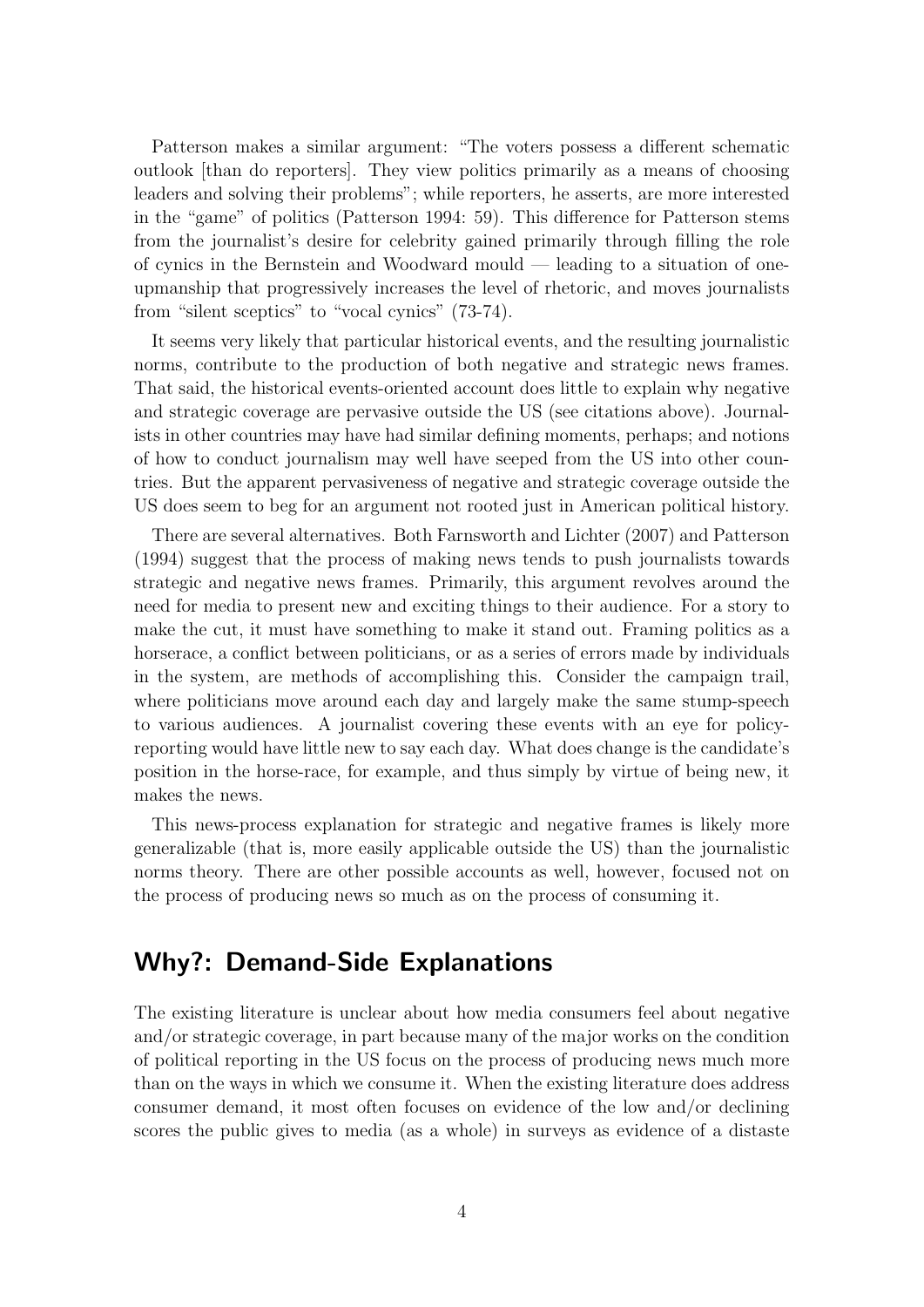Patterson makes a similar argument: "The voters possess a different schematic outlook [than do reporters]. They view politics primarily as a means of choosing leaders and solving their problems"; while reporters, he asserts, are more interested in the "game" of politics (Patterson 1994: 59). This difference for Patterson stems from the journalist's desire for celebrity gained primarily through filling the role of cynics in the Bernstein and Woodward mould — leading to a situation of one-upmanship that progressively increases the level of rhetoric, and moves journalists from "silent sceptics" to "vocal cynics" (73-74).

It seems very likely that particular historical events, and the resulting journalistic norms, contribute to the production of both negative and strategic news frames. That said, the historical events-oriented account does little to explain why negative and strategic coverage are pervasive outside the US (see citations above). Journalists in other countries may have had similar defining moments, perhaps; and notions of how to conduct journalism may well have seeped from the US into other countries. But the apparent pervasiveness of negative and strategic coverage outside the US does seem to beg for an argument not rooted just in American political history.

There are several alternatives. Both Farnsworth and Lichter (2007) and Patterson (1994) suggest that the process of making news tends to push journalists towards strategic and negative news frames. Primarily, this argument revolves around the need for media to present new and exciting things to their audience. For a story to make the cut, it must have something to make it stand out. Framing politics as a horserace, a conflict between politicians, or as a series of errors made by individuals in the system, are methods of accomplishing this. Consider the campaign trail, where politicians move around each day and largely make the same stump-speech to various audiences. A journalist covering these events with an eye for policy-reporting would have little new to say each day. What does change is the candidate's position in the horse-race, for example, and thus simply by virtue of being new, it makes the news.

This news-process explanation for strategic and negative frames is likely more generalizable (that is, more easily applicable outside the US) than the journalistic norms theory. There are other possible accounts as well, however, focused not on the process of producing news so much as on the process of consuming it.

## Why?: Demand-Side Explanations

The existing literature is unclear about how media consumers feel about negative and/or strategic coverage, in part because many of the major works on the condition of political reporting in the US focus on the process of producing news much more than on the ways in which we consume it. When the existing literature does address consumer demand, it most often focuses on evidence of the low and/or declining scores the public gives to media (as a whole) in surveys as evidence of a distaste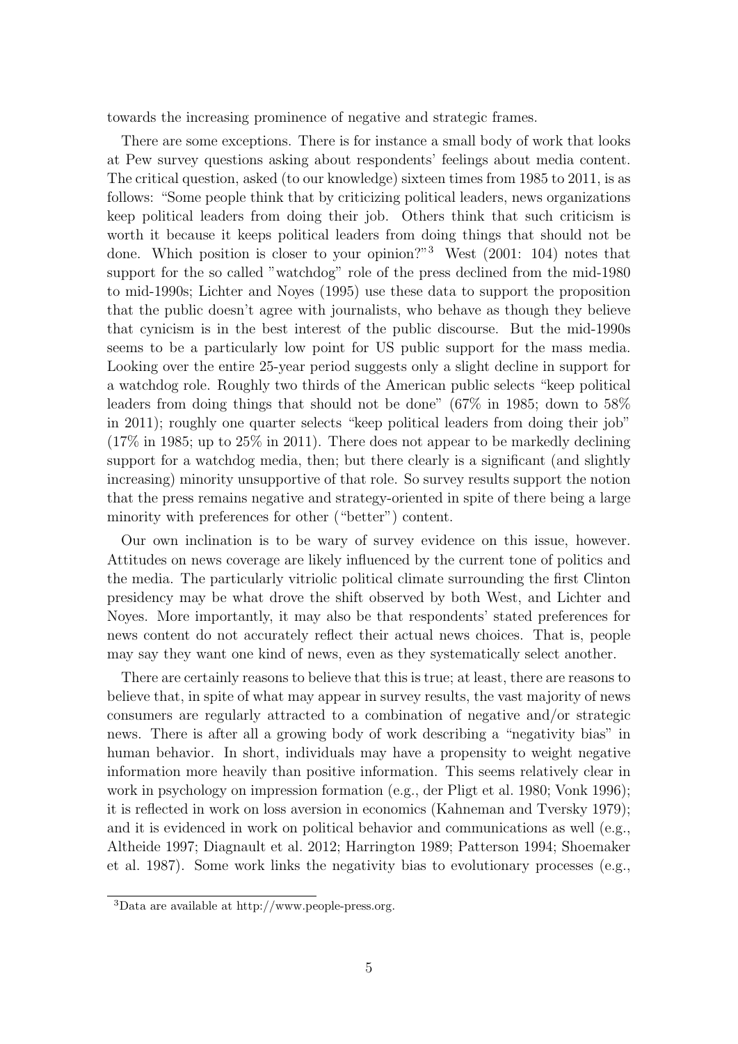towards the increasing prominence of negative and strategic frames.

There are some exceptions. There is for instance a small body of work that looks at Pew survey questions asking about respondents' feelings about media content. The critical question, asked (to our knowledge) sixteen times from 1985 to 2011, is as follows: "Some people think that by criticizing political leaders, news organizations keep political leaders from doing their job. Others think that such criticism is worth it because it keeps political leaders from doing things that should not be done. Which position is closer to your opinion?"[3] West (2001: 104) notes that support for the so called "watchdog" role of the press declined from the mid-1980 to mid-1990s; Lichter and Noyes (1995) use these data to support the proposition that the public doesn't agree with journalists, who behave as though they believe that cynicism is in the best interest of the public discourse. But the mid-1990s seems to be a particularly low point for US public support for the mass media. Looking over the entire 25-year period suggests only a slight decline in support for a watchdog role. Roughly two thirds of the American public selects "keep political leaders from doing things that should not be done" (67% in 1985; down to 58% in 2011); roughly one quarter selects "keep political leaders from doing their job" (17% in 1985; up to 25% in 2011). There does not appear to be markedly declining support for a watchdog media, then; but there clearly is a significant (and slightly increasing) minority unsupportive of that role. So survey results support the notion that the press remains negative and strategy-oriented in spite of there being a large minority with preferences for other ("better") content.

Our own inclination is to be wary of survey evidence on this issue, however. Attitudes on news coverage are likely influenced by the current tone of politics and the media. The particularly vitriolic political climate surrounding the first Clinton presidency may be what drove the shift observed by both West, and Lichter and Noyes. More importantly, it may also be that respondents' stated preferences for news content do not accurately reflect their actual news choices. That is, people may say they want one kind of news, even as they systematically select another.

There are certainly reasons to believe that this is true; at least, there are reasons to believe that, in spite of what may appear in survey results, the vast majority of news consumers are regularly attracted to a combination of negative and/or strategic news. There is after all a growing body of work describing a "negativity bias" in human behavior. In short, individuals may have a propensity to weight negative information more heavily than positive information. This seems relatively clear in work in psychology on impression formation (e.g., der Pligt et al. 1980; Vonk 1996); it is reflected in work on loss aversion in economics (Kahneman and Tversky 1979); and it is evidenced in work on political behavior and communications as well (e.g., Altheide 1997; Diagnault et al. 2012; Harrington 1989; Patterson 1994; Shoemaker et al. 1987). Some work links the negativity bias to evolutionary processes (e.g.,

[3] Data are available at http://www.people-press.org.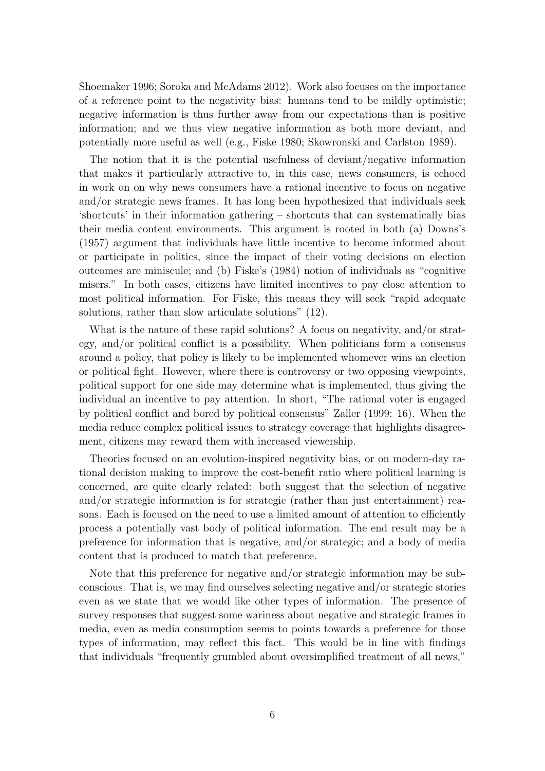Shoemaker 1996; Soroka and McAdams 2012). Work also focuses on the importance of a reference point to the negativity bias: humans tend to be mildly optimistic; negative information is thus further away from our expectations than is positive information; and we thus view negative information as both more deviant, and potentially more useful as well (e.g., Fiske 1980; Skowronski and Carlston 1989).

The notion that it is the potential usefulness of deviant/negative information that makes it particularly attractive to, in this case, news consumers, is echoed in work on on why news consumers have a rational incentive to focus on negative and/or strategic news frames. It has long been hypothesized that individuals seek 'shortcuts' in their information gathering – shortcuts that can systematically bias their media content environments. This argument is rooted in both (a) Downs's (1957) argument that individuals have little incentive to become informed about or participate in politics, since the impact of their voting decisions on election outcomes are miniscule; and (b) Fiske's (1984) notion of individuals as "cognitive misers." In both cases, citizens have limited incentives to pay close attention to most political information. For Fiske, this means they will seek "rapid adequate solutions, rather than slow articulate solutions" (12).

What is the nature of these rapid solutions? A focus on negativity, and/or strategy, and/or political conflict is a possibility. When politicians form a consensus around a policy, that policy is likely to be implemented whomever wins an election or political fight. However, where there is controversy or two opposing viewpoints, political support for one side may determine what is implemented, thus giving the individual an incentive to pay attention. In short, "The rational voter is engaged by political conflict and bored by political consensus" Zaller (1999: 16). When the media reduce complex political issues to strategy coverage that highlights disagreement, citizens may reward them with increased viewership.

Theories focused on an evolution-inspired negativity bias, or on modern-day rational decision making to improve the cost-benefit ratio where political learning is concerned, are quite clearly related: both suggest that the selection of negative and/or strategic information is for strategic (rather than just entertainment) reasons. Each is focused on the need to use a limited amount of attention to efficiently process a potentially vast body of political information. The end result may be a preference for information that is negative, and/or strategic; and a body of media content that is produced to match that preference.

Note that this preference for negative and/or strategic information may be subconscious. That is, we may find ourselves selecting negative and/or strategic stories even as we state that we would like other types of information. The presence of survey responses that suggest some wariness about negative and strategic frames in media, even as media consumption seems to points towards a preference for those types of information, may reflect this fact. This would be in line with findings that individuals "frequently grumbled about oversimplified treatment of all news,"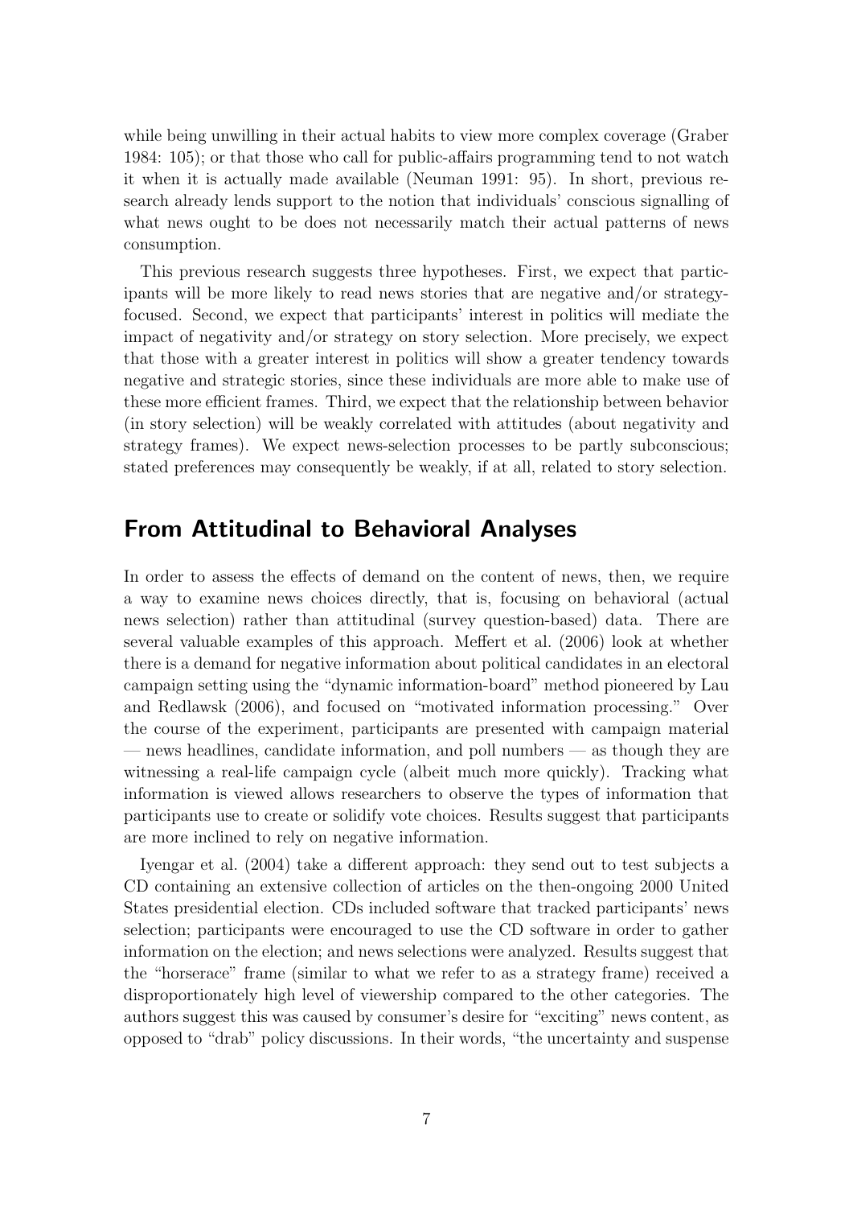while being unwilling in their actual habits to view more complex coverage (Graber 1984: 105); or that those who call for public-affairs programming tend to not watch it when it is actually made available (Neuman 1991: 95). In short, previous research already lends support to the notion that individuals' conscious signalling of what news ought to be does not necessarily match their actual patterns of news consumption.

This previous research suggests three hypotheses. First, we expect that participants will be more likely to read news stories that are negative and/or strategy-focused. Second, we expect that participants' interest in politics will mediate the impact of negativity and/or strategy on story selection. More precisely, we expect that those with a greater interest in politics will show a greater tendency towards negative and strategic stories, since these individuals are more able to make use of these more efficient frames. Third, we expect that the relationship between behavior (in story selection) will be weakly correlated with attitudes (about negativity and strategy frames). We expect news-selection processes to be partly subconscious; stated preferences may consequently be weakly, if at all, related to story selection.

## From Attitudinal to Behavioral Analyses

In order to assess the effects of demand on the content of news, then, we require a way to examine news choices directly, that is, focusing on behavioral (actual news selection) rather than attitudinal (survey question-based) data. There are several valuable examples of this approach. Meffert et al. (2006) look at whether there is a demand for negative information about political candidates in an electoral campaign setting using the "dynamic information-board" method pioneered by Lau and Redlawsk (2006), and focused on "motivated information processing." Over the course of the experiment, participants are presented with campaign material — news headlines, candidate information, and poll numbers — as though they are witnessing a real-life campaign cycle (albeit much more quickly). Tracking what information is viewed allows researchers to observe the types of information that participants use to create or solidify vote choices. Results suggest that participants are more inclined to rely on negative information.

Iyengar et al. (2004) take a different approach: they send out to test subjects a CD containing an extensive collection of articles on the then-ongoing 2000 United States presidential election. CDs included software that tracked participants' news selection; participants were encouraged to use the CD software in order to gather information on the election; and news selections were analyzed. Results suggest that the "horserace" frame (similar to what we refer to as a strategy frame) received a disproportionately high level of viewership compared to the other categories. The authors suggest this was caused by consumer's desire for "exciting" news content, as opposed to "drab" policy discussions. In their words, "the uncertainty and suspense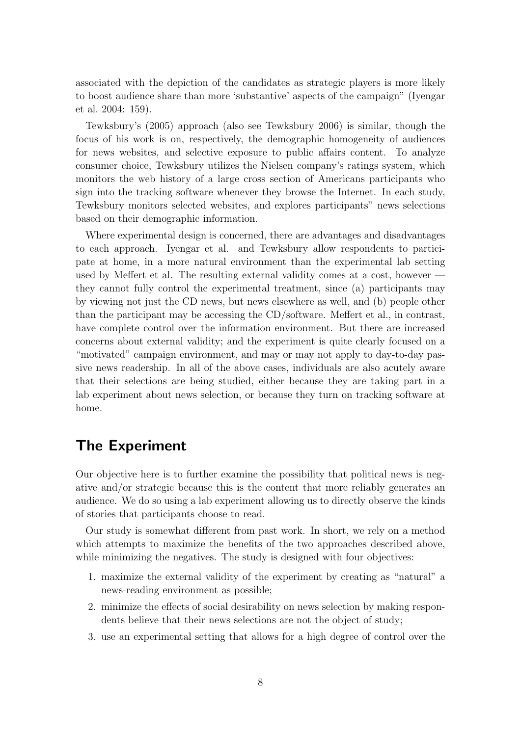associated with the depiction of the candidates as strategic players is more likely to boost audience share than more 'substantive' aspects of the campaign" (Iyengar et al. 2004: 159).

Tewksbury's (2005) approach (also see Tewksbury 2006) is similar, though the focus of his work is on, respectively, the demographic homogeneity of audiences for news websites, and selective exposure to public affairs content. To analyze consumer choice, Tewksbury utilizes the Nielsen company's ratings system, which monitors the web history of a large cross section of Americans participants who sign into the tracking software whenever they browse the Internet. In each study, Tewksbury monitors selected websites, and explores participants" news selections based on their demographic information.

Where experimental design is concerned, there are advantages and disadvantages to each approach. Iyengar et al. and Tewksbury allow respondents to participate at home, in a more natural environment than the experimental lab setting used by Meffert et al. The resulting external validity comes at a cost, however — they cannot fully control the experimental treatment, since (a) participants may by viewing not just the CD news, but news elsewhere as well, and (b) people other than the participant may be accessing the CD/software. Meffert et al., in contrast, have complete control over the information environment. But there are increased concerns about external validity; and the experiment is quite clearly focused on a "motivated" campaign environment, and may or may not apply to day-to-day passive news readership. In all of the above cases, individuals are also acutely aware that their selections are being studied, either because they are taking part in a lab experiment about news selection, or because they turn on tracking software at home.

## The Experiment

Our objective here is to further examine the possibility that political news is negative and/or strategic because this is the content that more reliably generates an audience. We do so using a lab experiment allowing us to directly observe the kinds of stories that participants choose to read.

Our study is somewhat different from past work. In short, we rely on a method which attempts to maximize the benefits of the two approaches described above, while minimizing the negatives. The study is designed with four objectives:

1. maximize the external validity of the experiment by creating as "natural" a news-reading environment as possible;
2. minimize the effects of social desirability on news selection by making respondents believe that their news selections are not the object of study;
3. use an experimental setting that allows for a high degree of control over the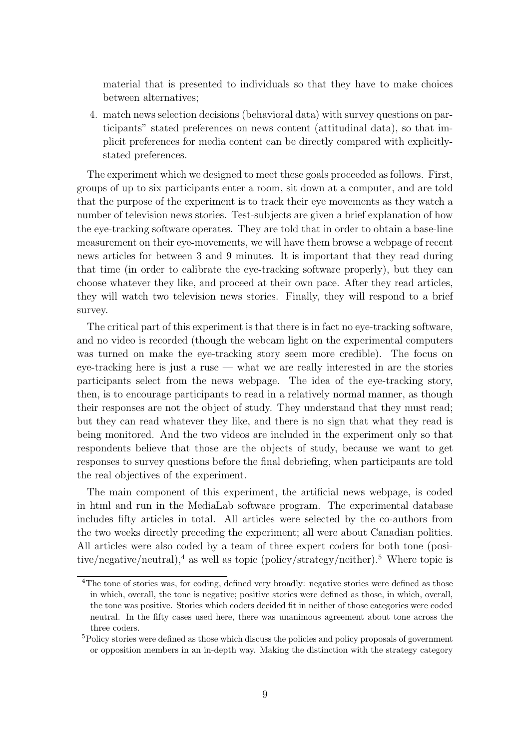material that is presented to individuals so that they have to make choices between alternatives;

4. match news selection decisions (behavioral data) with survey questions on participants" stated preferences on news content (attitudinal data), so that implicit preferences for media content can be directly compared with explicitly-stated preferences.

The experiment which we designed to meet these goals proceeded as follows. First, groups of up to six participants enter a room, sit down at a computer, and are told that the purpose of the experiment is to track their eye movements as they watch a number of television news stories. Test-subjects are given a brief explanation of how the eye-tracking software operates. They are told that in order to obtain a base-line measurement on their eye-movements, we will have them browse a webpage of recent news articles for between 3 and 9 minutes. It is important that they read during that time (in order to calibrate the eye-tracking software properly), but they can choose whatever they like, and proceed at their own pace. After they read articles, they will watch two television news stories. Finally, they will respond to a brief survey.

The critical part of this experiment is that there is in fact no eye-tracking software, and no video is recorded (though the webcam light on the experimental computers was turned on make the eye-tracking story seem more credible). The focus on eye-tracking here is just a ruse — what we are really interested in are the stories participants select from the news webpage. The idea of the eye-tracking story, then, is to encourage participants to read in a relatively normal manner, as though their responses are not the object of study. They understand that they must read; but they can read whatever they like, and there is no sign that what they read is being monitored. And the two videos are included in the experiment only so that respondents believe that those are the objects of study, because we want to get responses to survey questions before the final debriefing, when participants are told the real objectives of the experiment.

The main component of this experiment, the artificial news webpage, is coded in html and run in the MediaLab software program. The experimental database includes fifty articles in total. All articles were selected by the co-authors from the two weeks directly preceding the experiment; all were about Canadian politics. All articles were also coded by a team of three expert coders for both tone (positive/negative/neutral),[4] as well as topic (policy/strategy/neither).[5] Where topic is

[4] The tone of stories was, for coding, defined very broadly: negative stories were defined as those in which, overall, the tone is negative; positive stories were defined as those, in which, overall, the tone was positive. Stories which coders decided fit in neither of those categories were coded neutral. In the fifty cases used here, there was unanimous agreement about tone across the three coders.

[5] Policy stories were defined as those which discuss the policies and policy proposals of government or opposition members in an in-depth way. Making the distinction with the strategy category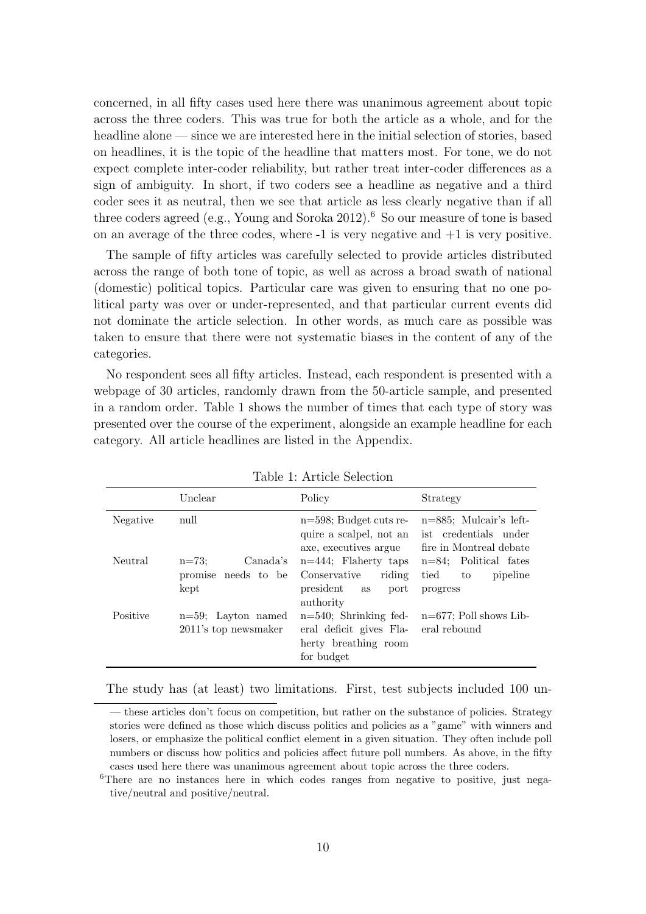concerned, in all fifty cases used here there was unanimous agreement about topic across the three coders. This was true for both the article as a whole, and for the headline alone — since we are interested here in the initial selection of stories, based on headlines, it is the topic of the headline that matters most. For tone, we do not expect complete inter-coder reliability, but rather treat inter-coder differences as a sign of ambiguity. In short, if two coders see a headline as negative and a third coder sees it as neutral, then we see that article as less clearly negative than if all three coders agreed (e.g., Young and Soroka 2012).[6] So our measure of tone is based on an average of the three codes, where -1 is very negative and +1 is very positive.

The sample of fifty articles was carefully selected to provide articles distributed across the range of both tone of topic, as well as across a broad swath of national (domestic) political topics. Particular care was given to ensuring that no one political party was over or under-represented, and that particular current events did not dominate the article selection. In other words, as much care as possible was taken to ensure that there were not systematic biases in the content of any of the categories.

No respondent sees all fifty articles. Instead, each respondent is presented with a webpage of 30 articles, randomly drawn from the 50-article sample, and presented in a random order. Table 1 shows the number of times that each type of story was presented over the course of the experiment, alongside an example headline for each category. All article headlines are listed in the Appendix.

Table 1: Article Selection

| | Unclear | Policy | Strategy |
|---|---|---|---|
| Negative | null | n=598; Budget cuts require a scalpel, not an axe, executives argue | n=885; Mulcair's leftist credentials under fire in Montreal debate |
| Neutral | n=73; Canada's promise needs to be kept | n=444; Flaherty taps Conservative riding president as port authority | n=84; Political fates tied to pipeline progress |
| Positive | n=59; Layton named 2011's top newsmaker | n=540; Shrinking federal deficit gives Flaherty breathing room for budget | n=677; Poll shows Liberal rebound |

The study has (at least) two limitations. First, test subjects included 100 un-

— these articles don't focus on competition, but rather on the substance of policies. Strategy stories were defined as those which discuss politics and policies as a "game" with winners and losers, or emphasize the political conflict element in a given situation. They often include poll numbers or discuss how politics and policies affect future poll numbers. As above, in the fifty cases used here there was unanimous agreement about topic across the three coders.

[6] There are no instances here in which codes ranges from negative to positive, just negative/neutral and positive/neutral.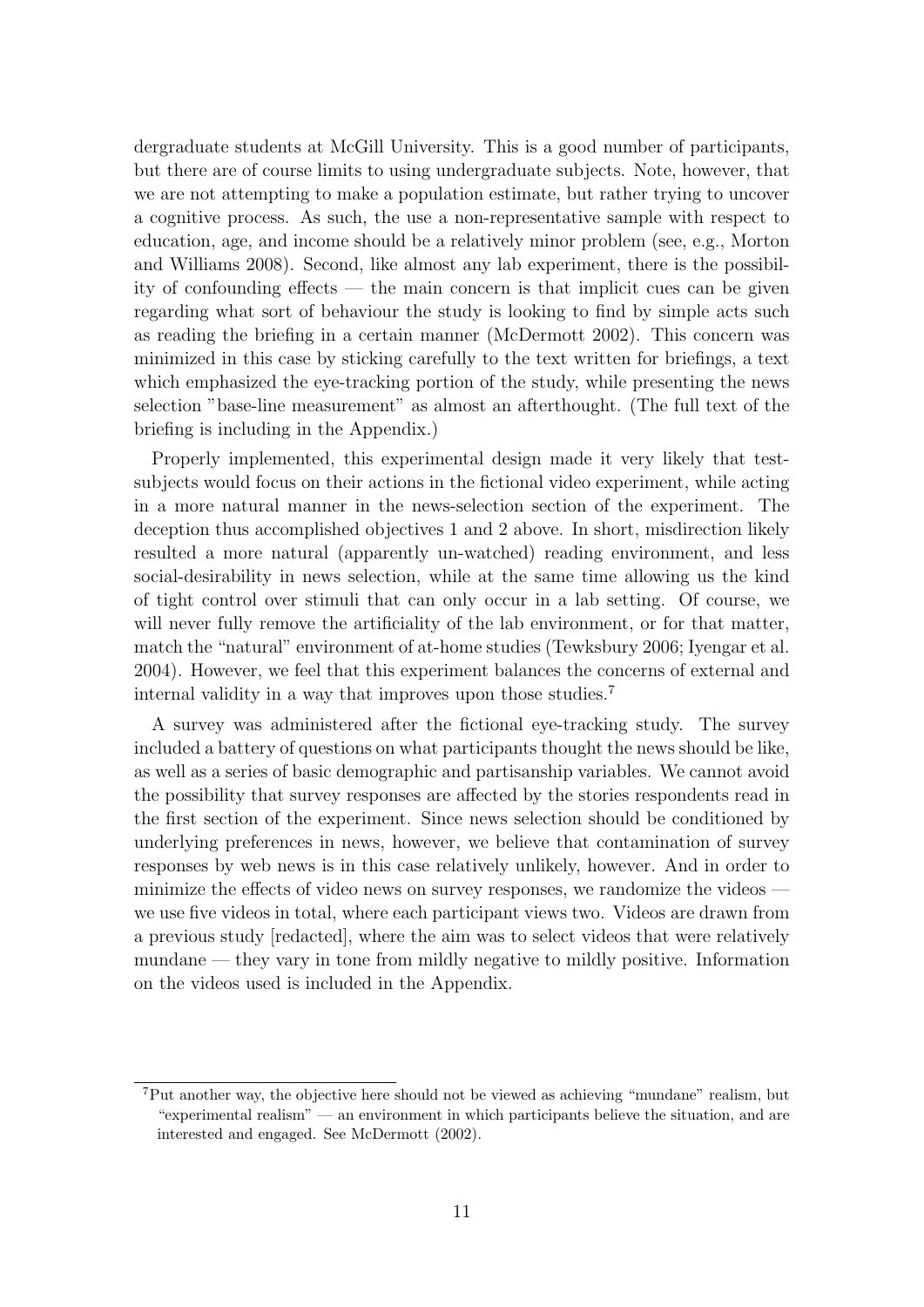dergraduate students at McGill University. This is a good number of participants, but there are of course limits to using undergraduate subjects. Note, however, that we are not attempting to make a population estimate, but rather trying to uncover a cognitive process. As such, the use a non-representative sample with respect to education, age, and income should be a relatively minor problem (see, e.g., Morton and Williams 2008). Second, like almost any lab experiment, there is the possibility of confounding effects — the main concern is that implicit cues can be given regarding what sort of behaviour the study is looking to find by simple acts such as reading the briefing in a certain manner (McDermott 2002). This concern was minimized in this case by sticking carefully to the text written for briefings, a text which emphasized the eye-tracking portion of the study, while presenting the news selection "base-line measurement" as almost an afterthought. (The full text of the briefing is including in the Appendix.)

Properly implemented, this experimental design made it very likely that test-subjects would focus on their actions in the fictional video experiment, while acting in a more natural manner in the news-selection section of the experiment. The deception thus accomplished objectives 1 and 2 above. In short, misdirection likely resulted a more natural (apparently un-watched) reading environment, and less social-desirability in news selection, while at the same time allowing us the kind of tight control over stimuli that can only occur in a lab setting. Of course, we will never fully remove the artificiality of the lab environment, or for that matter, match the "natural" environment of at-home studies (Tewksbury 2006; Iyengar et al. 2004). However, we feel that this experiment balances the concerns of external and internal validity in a way that improves upon those studies.[7]

A survey was administered after the fictional eye-tracking study. The survey included a battery of questions on what participants thought the news should be like, as well as a series of basic demographic and partisanship variables. We cannot avoid the possibility that survey responses are affected by the stories respondents read in the first section of the experiment. Since news selection should be conditioned by underlying preferences in news, however, we believe that contamination of survey responses by web news is in this case relatively unlikely, however. And in order to minimize the effects of video news on survey responses, we randomize the videos — we use five videos in total, where each participant views two. Videos are drawn from a previous study [redacted], where the aim was to select videos that were relatively mundane — they vary in tone from mildly negative to mildly positive. Information on the videos used is included in the Appendix.

[7] Put another way, the objective here should not be viewed as achieving "mundane" realism, but "experimental realism" — an environment in which participants believe the situation, and are interested and engaged. See McDermott (2002).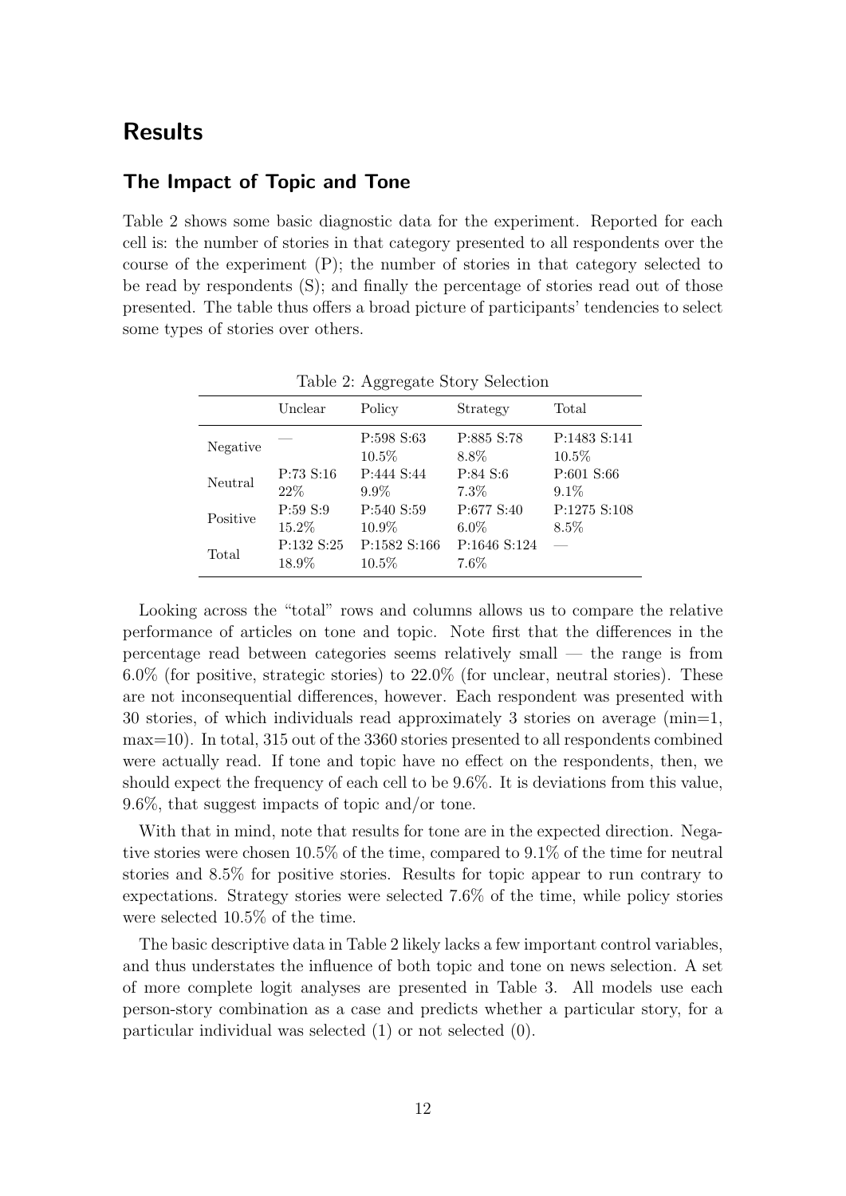## Results

### The Impact of Topic and Tone

Table 2 shows some basic diagnostic data for the experiment. Reported for each cell is: the number of stories in that category presented to all respondents over the course of the experiment (P); the number of stories in that category selected to be read by respondents (S); and finally the percentage of stories read out of those presented. The table thus offers a broad picture of participants' tendencies to select some types of stories over others.

Table 2: Aggregate Story Selection

| | Unclear | Policy | Strategy | Total |
|---|---|---|---|---|
| Negative | — | P:598 S:63<br>10.5% | P:885 S:78<br>8.8% | P:1483 S:141<br>10.5% |
| Neutral | P:73 S:16<br>22% | P:444 S:44<br>9.9% | P:84 S:6<br>7.3% | P:601 S:66<br>9.1% |
| Positive | P:59 S:9<br>15.2% | P:540 S:59<br>10.9% | P:677 S:40<br>6.0% | P:1275 S:108<br>8.5% |
| Total | P:132 S:25<br>18.9% | P:1582 S:166<br>10.5% | P:1646 S:124<br>7.6% | — |

Looking across the "total" rows and columns allows us to compare the relative performance of articles on tone and topic. Note first that the differences in the percentage read between categories seems relatively small — the range is from 6.0% (for positive, strategic stories) to 22.0% (for unclear, neutral stories). These are not inconsequential differences, however. Each respondent was presented with 30 stories, of which individuals read approximately 3 stories on average (min=1, max=10). In total, 315 out of the 3360 stories presented to all respondents combined were actually read. If tone and topic have no effect on the respondents, then, we should expect the frequency of each cell to be 9.6%. It is deviations from this value, 9.6%, that suggest impacts of topic and/or tone.

With that in mind, note that results for tone are in the expected direction. Negative stories were chosen 10.5% of the time, compared to 9.1% of the time for neutral stories and 8.5% for positive stories. Results for topic appear to run contrary to expectations. Strategy stories were selected 7.6% of the time, while policy stories were selected 10.5% of the time.

The basic descriptive data in Table 2 likely lacks a few important control variables, and thus understates the influence of both topic and tone on news selection. A set of more complete logit analyses are presented in Table 3. All models use each person-story combination as a case and predicts whether a particular story, for a particular individual was selected (1) or not selected (0).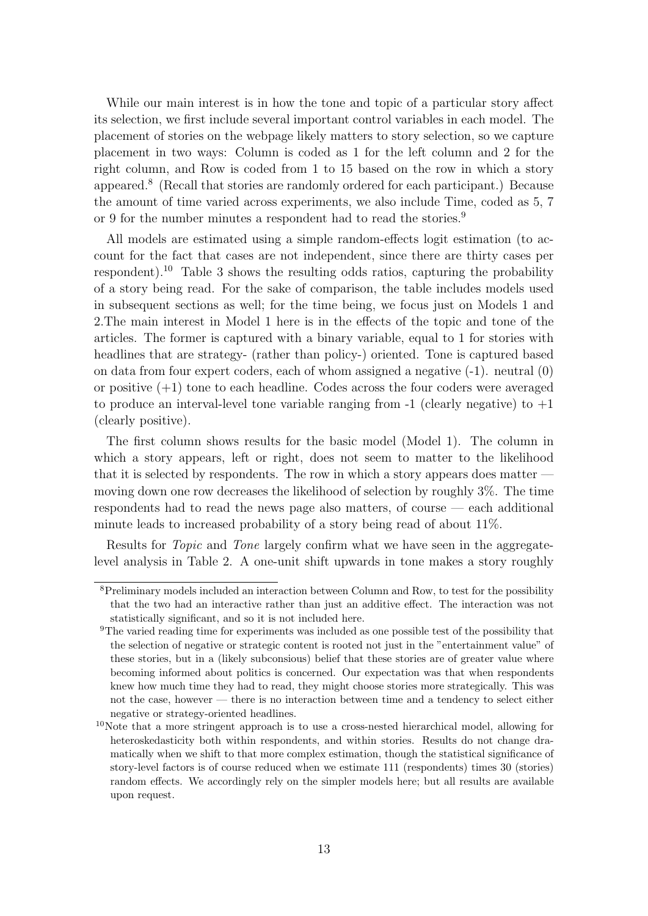While our main interest is in how the tone and topic of a particular story affect its selection, we first include several important control variables in each model. The placement of stories on the webpage likely matters to story selection, so we capture placement in two ways: Column is coded as 1 for the left column and 2 for the right column, and Row is coded from 1 to 15 based on the row in which a story appeared.[8] (Recall that stories are randomly ordered for each participant.) Because the amount of time varied across experiments, we also include Time, coded as 5, 7 or 9 for the number minutes a respondent had to read the stories.[9]

All models are estimated using a simple random-effects logit estimation (to account for the fact that cases are not independent, since there are thirty cases per respondent).[10] Table 3 shows the resulting odds ratios, capturing the probability of a story being read. For the sake of comparison, the table includes models used in subsequent sections as well; for the time being, we focus just on Models 1 and 2.The main interest in Model 1 here is in the effects of the topic and tone of the articles. The former is captured with a binary variable, equal to 1 for stories with headlines that are strategy- (rather than policy-) oriented. Tone is captured based on data from four expert coders, each of whom assigned a negative (-1). neutral (0) or positive (+1) tone to each headline. Codes across the four coders were averaged to produce an interval-level tone variable ranging from -1 (clearly negative) to +1 (clearly positive).

The first column shows results for the basic model (Model 1). The column in which a story appears, left or right, does not seem to matter to the likelihood that it is selected by respondents. The row in which a story appears does matter — moving down one row decreases the likelihood of selection by roughly 3%. The time respondents had to read the news page also matters, of course — each additional minute leads to increased probability of a story being read of about 11%.

Results for *Topic* and *Tone* largely confirm what we have seen in the aggregate-level analysis in Table 2. A one-unit shift upwards in tone makes a story roughly

[8] Preliminary models included an interaction between Column and Row, to test for the possibility that the two had an interactive rather than just an additive effect. The interaction was not statistically significant, and so it is not included here.

[9] The varied reading time for experiments was included as one possible test of the possibility that the selection of negative or strategic content is rooted not just in the "entertainment value" of these stories, but in a (likely subconsious) belief that these stories are of greater value where becoming informed about politics is concerned. Our expectation was that when respondents knew how much time they had to read, they might choose stories more strategically. This was not the case, however — there is no interaction between time and a tendency to select either negative or strategy-oriented headlines.

[10] Note that a more stringent approach is to use a cross-nested hierarchical model, allowing for heteroskedasticity both within respondents, and within stories. Results do not change dramatically when we shift to that more complex estimation, though the statistical significance of story-level factors is of course reduced when we estimate 111 (respondents) times 30 (stories) random effects. We accordingly rely on the simpler models here; but all results are available upon request.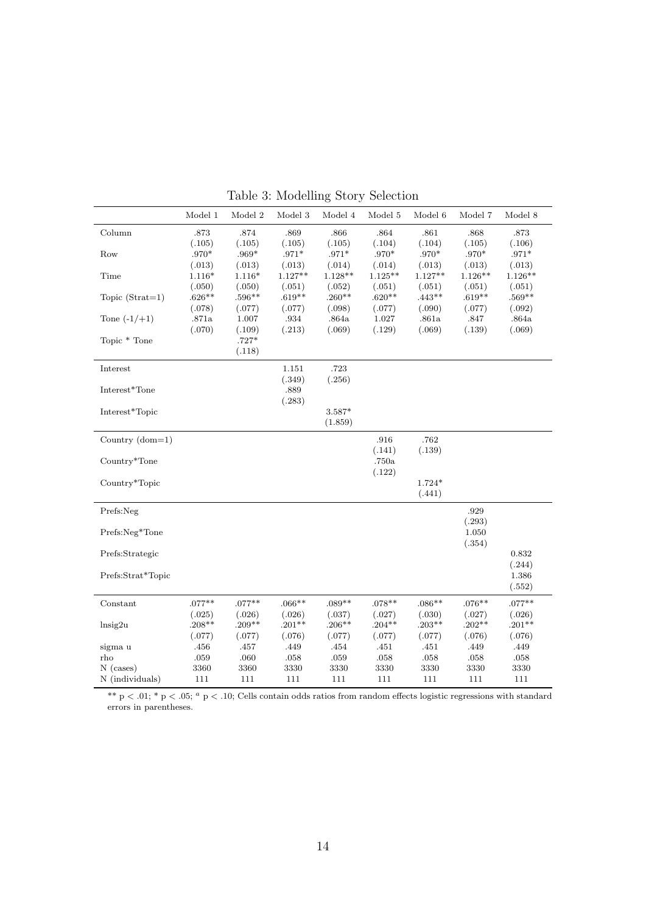Table 3: Modelling Story Selection

| | Model 1 | Model 2 | Model 3 | Model 4 | Model 5 | Model 6 | Model 7 | Model 8 |
|---|---|---|---|---|---|---|---|---|
| Column | .873 | .874 | .869 | .866 | .864 | .861 | .868 | .873 |
| | (.105) | (.105) | (.105) | (.105) | (.104) | (.104) | (.105) | (.106) |
| Row | .970* | .969* | .971* | .971* | .970* | .970* | .970* | .971* |
| | (.013) | (.013) | (.013) | (.014) | (.014) | (.013) | (.013) | (.013) |
| Time | 1.116* | 1.116* | 1.127** | 1.128** | 1.125** | 1.127** | 1.126** | 1.126** |
| | (.050) | (.050) | (.051) | (.052) | (.051) | (.051) | (.051) | (.051) |
| Topic (Strat=1) | .626** | .596** | .619** | .260** | .620** | .443** | .619** | .569** |
| | (.078) | (.077) | (.077) | (.098) | (.077) | (.090) | (.077) | (.092) |
| Tone (-1/+1) | .871a | 1.007 | .934 | .864a | 1.027 | .861a | .847 | .864a |
| | (.070) | (.109) | (.213) | (.069) | (.129) | (.069) | (.139) | (.069) |
| Topic * Tone | | .727* | | | | | | |
| | | (.118) | | | | | | |
| Interest | | | 1.151 | .723 | | | | |
| | | | (.349) | (.256) | | | | |
| Interest*Tone | | | .889 | | | | | |
| | | | (.283) | | | | | |
| Interest*Topic | | | | 3.587* | | | | |
| | | | | (1.859) | | | | |
| Country (dom=1) | | | | | .916 | .762 | | |
| | | | | | (.141) | (.139) | | |
| Country*Tone | | | | | .750a | | | |
| | | | | | (.122) | | | |
| Country*Topic | | | | | | 1.724* | | |
| | | | | | | (.441) | | |
| Prefs:Neg | | | | | | | .929 | |
| | | | | | | | (.293) | |
| Prefs:Neg*Tone | | | | | | | 1.050 | |
| | | | | | | | (.354) | |
| Prefs:Strategic | | | | | | | | 0.832 |
| | | | | | | | | (.244) |
| Prefs:Strat*Topic | | | | | | | | 1.386 |
| | | | | | | | | (.552) |
| Constant | .077** | .077** | .066** | .089** | .078** | .086** | .076** | .077** |
| | (.025) | (.026) | (.026) | (.037) | (.027) | (.030) | (.027) | (.026) |
| lnsig2u | .208** | .209** | .201** | .206** | .204** | .203** | .202** | .201** |
| | (.077) | (.077) | (.076) | (.077) | (.077) | (.077) | (.076) | (.076) |
| sigma u | .456 | .457 | .449 | .454 | .451 | .451 | .449 | .449 |
| rho | .059 | .060 | .058 | .059 | .058 | .058 | .058 | .058 |
| N (cases) | 3360 | 3360 | 3330 | 3330 | 3330 | 3330 | 3330 | 3330 |
| N (individuals) | 111 | 111 | 111 | 111 | 111 | 111 | 111 | 111 |

** $p < .01$; * $p < .05$; [a] $p < .10$; Cells contain odds ratios from random effects logistic regressions with standard errors in parentheses.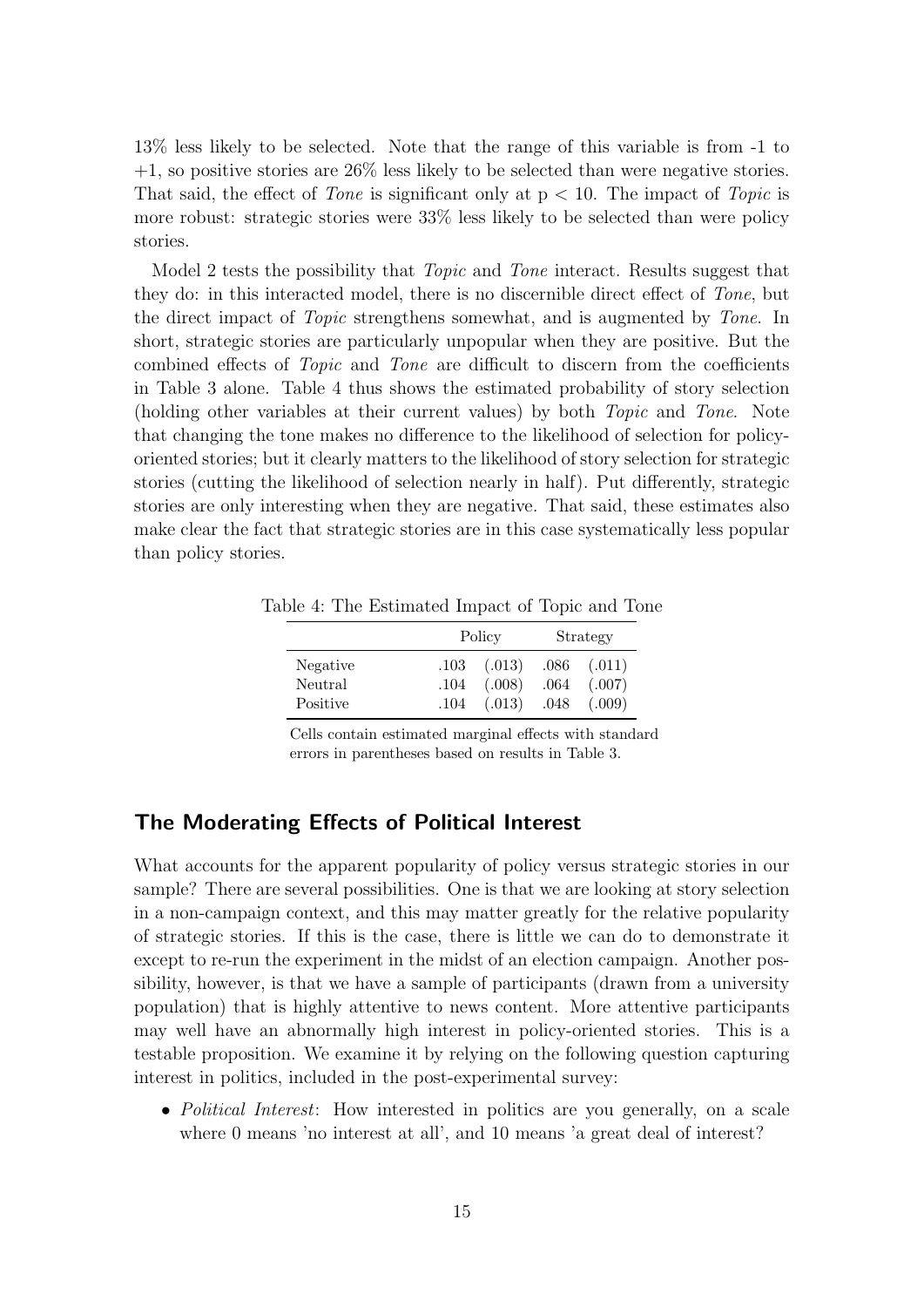13% less likely to be selected. Note that the range of this variable is from -1 to +1, so positive stories are 26% less likely to be selected than were negative stories. That said, the effect of *Tone* is significant only at $p < 10$. The impact of *Topic* is more robust: strategic stories were 33% less likely to be selected than were policy stories.

Model 2 tests the possibility that *Topic* and *Tone* interact. Results suggest that they do: in this interacted model, there is no discernible direct effect of *Tone*, but the direct impact of *Topic* strengthens somewhat, and is augmented by *Tone*. In short, strategic stories are particularly unpopular when they are positive. But the combined effects of *Topic* and *Tone* are difficult to discern from the coefficients in Table 3 alone. Table 4 thus shows the estimated probability of story selection (holding other variables at their current values) by both *Topic* and *Tone*. Note that changing the tone makes no difference to the likelihood of selection for policy-oriented stories; but it clearly matters to the likelihood of story selection for strategic stories (cutting the likelihood of selection nearly in half). Put differently, strategic stories are only interesting when they are negative. That said, these estimates also make clear the fact that strategic stories are in this case systematically less popular than policy stories.

Table 4: The Estimated Impact of Topic and Tone

| | Policy | | Strategy | |
|---|---|---|---|---|
| Negative | .103 | (.013) | .086 | (.011) |
| Neutral | .104 | (.008) | .064 | (.007) |
| Positive | .104 | (.013) | .048 | (.009) |

Cells contain estimated marginal effects with standard errors in parentheses based on results in Table 3.

## The Moderating Effects of Political Interest

What accounts for the apparent popularity of policy versus strategic stories in our sample? There are several possibilities. One is that we are looking at story selection in a non-campaign context, and this may matter greatly for the relative popularity of strategic stories. If this is the case, there is little we can do to demonstrate it except to re-run the experiment in the midst of an election campaign. Another possibility, however, is that we have a sample of participants (drawn from a university population) that is highly attentive to news content. More attentive participants may well have an abnormally high interest in policy-oriented stories. This is a testable proposition. We examine it by relying on the following question capturing interest in politics, included in the post-experimental survey:

- *Political Interest*: How interested in politics are you generally, on a scale where 0 means 'no interest at all', and 10 means 'a great deal of interest?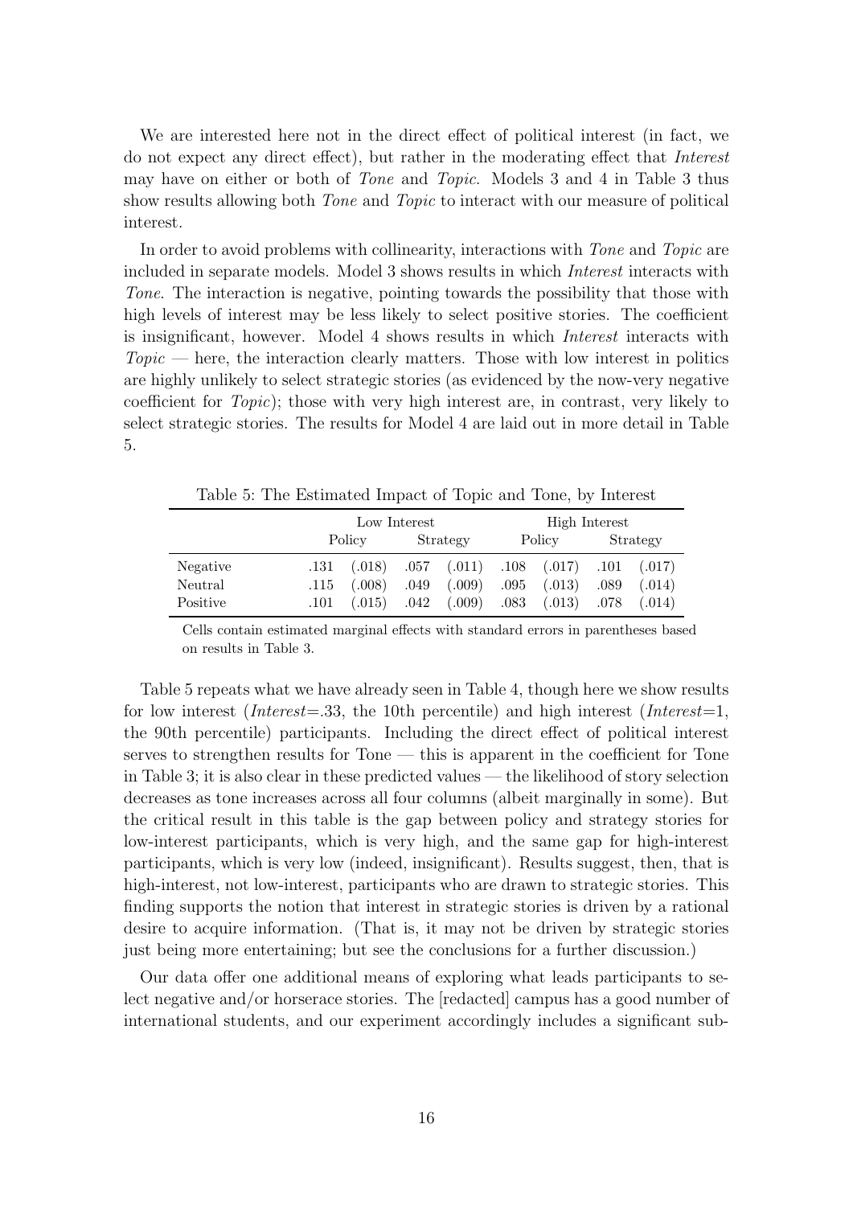We are interested here not in the direct effect of political interest (in fact, we do not expect any direct effect), but rather in the moderating effect that *Interest* may have on either or both of *Tone* and *Topic*. Models 3 and 4 in Table 3 thus show results allowing both *Tone* and *Topic* to interact with our measure of political interest.

In order to avoid problems with collinearity, interactions with *Tone* and *Topic* are included in separate models. Model 3 shows results in which *Interest* interacts with *Tone*. The interaction is negative, pointing towards the possibility that those with high levels of interest may be less likely to select positive stories. The coefficient is insignificant, however. Model 4 shows results in which *Interest* interacts with *Topic* — here, the interaction clearly matters. Those with low interest in politics are highly unlikely to select strategic stories (as evidenced by the now-very negative coefficient for *Topic*); those with very high interest are, in contrast, very likely to select strategic stories. The results for Model 4 are laid out in more detail in Table 5.

Table 5: The Estimated Impact of Topic and Tone, by Interest

| | Low Interest | | | | High Interest | | | |
|---|---|---|---|---|---|---|---|---|
| | Policy | | Strategy | | Policy | | Strategy | |
| Negative | .131 | (.018) | .057 | (.011) | .108 | (.017) | .101 | (.017) |
| Neutral | .115 | (.008) | .049 | (.009) | .095 | (.013) | .089 | (.014) |
| Positive | .101 | (.015) | .042 | (.009) | .083 | (.013) | .078 | (.014) |

Cells contain estimated marginal effects with standard errors in parentheses based on results in Table 3.

Table 5 repeats what we have already seen in Table 4, though here we show results for low interest (*Interest*=.33, the 10th percentile) and high interest (*Interest*=1, the 90th percentile) participants. Including the direct effect of political interest serves to strengthen results for Tone — this is apparent in the coefficient for Tone in Table 3; it is also clear in these predicted values — the likelihood of story selection decreases as tone increases across all four columns (albeit marginally in some). But the critical result in this table is the gap between policy and strategy stories for low-interest participants, which is very high, and the same gap for high-interest participants, which is very low (indeed, insignificant). Results suggest, then, that is high-interest, not low-interest, participants who are drawn to strategic stories. This finding supports the notion that interest in strategic stories is driven by a rational desire to acquire information. (That is, it may not be driven by strategic stories just being more entertaining; but see the conclusions for a further discussion.)

Our data offer one additional means of exploring what leads participants to select negative and/or horserace stories. The [redacted] campus has a good number of international students, and our experiment accordingly includes a significant sub-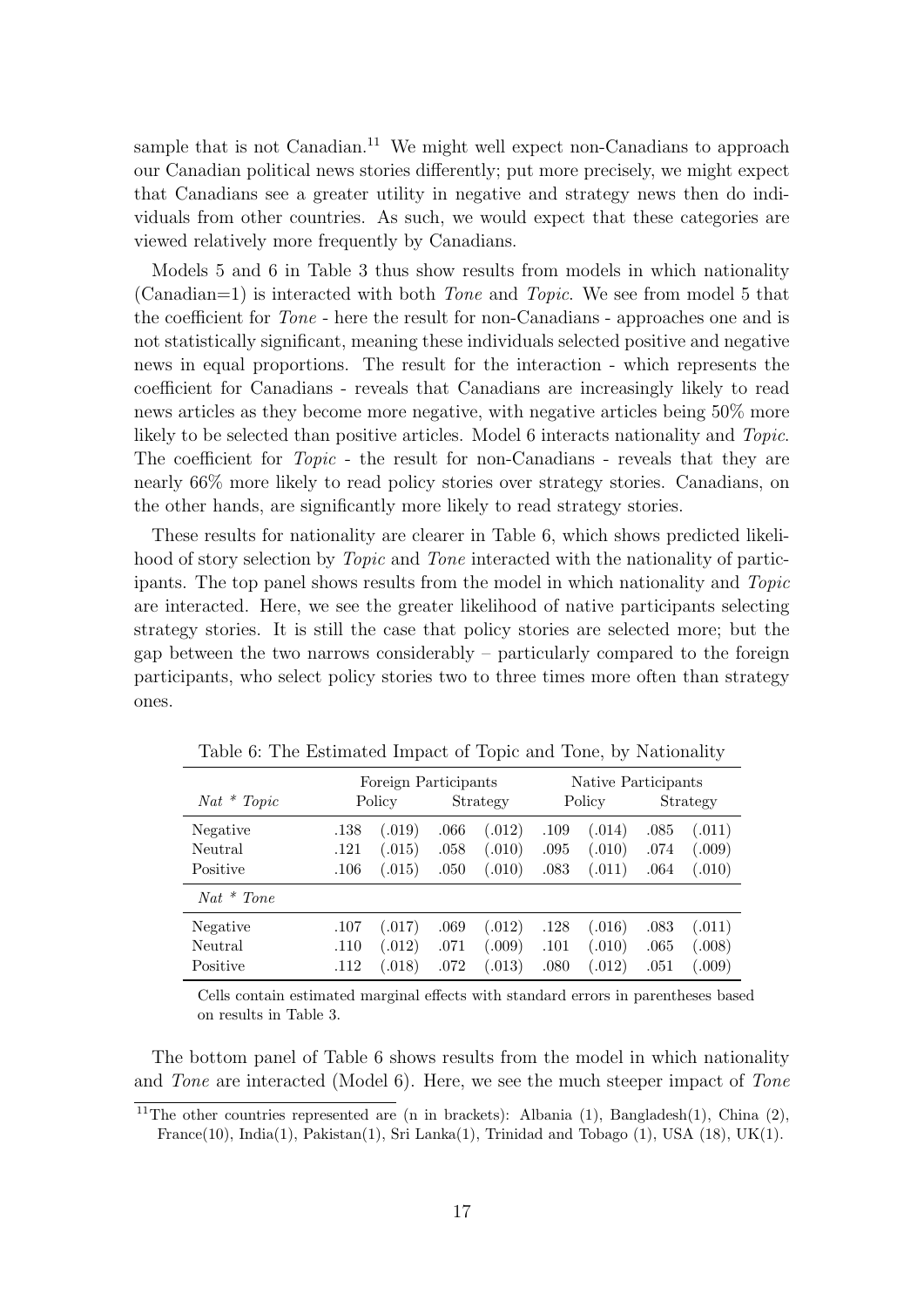sample that is not Canadian.[11] We might well expect non-Canadians to approach our Canadian political news stories differently; put more precisely, we might expect that Canadians see a greater utility in negative and strategy news then do individuals from other countries. As such, we would expect that these categories are viewed relatively more frequently by Canadians.

Models 5 and 6 in Table 3 thus show results from models in which nationality (Canadian=1) is interacted with both *Tone* and *Topic*. We see from model 5 that the coefficient for *Tone* - here the result for non-Canadians - approaches one and is not statistically significant, meaning these individuals selected positive and negative news in equal proportions. The result for the interaction - which represents the coefficient for Canadians - reveals that Canadians are increasingly likely to read news articles as they become more negative, with negative articles being 50% more likely to be selected than positive articles. Model 6 interacts nationality and *Topic*. The coefficient for *Topic* - the result for non-Canadians - reveals that they are nearly 66% more likely to read policy stories over strategy stories. Canadians, on the other hands, are significantly more likely to read strategy stories.

These results for nationality are clearer in Table 6, which shows predicted likelihood of story selection by *Topic* and *Tone* interacted with the nationality of participants. The top panel shows results from the model in which nationality and *Topic* are interacted. Here, we see the greater likelihood of native participants selecting strategy stories. It is still the case that policy stories are selected more; but the gap between the two narrows considerably – particularly compared to the foreign participants, who select policy stories two to three times more often than strategy ones.

Table 6: The Estimated Impact of Topic and Tone, by Nationality

| | Foreign Participants | | | | Native Participants | | | |
|---|---|---|---|---|---|---|---|---|
| *Nat * Topic* | Policy | | Strategy | | Policy | | Strategy | |
| Negative | .138 | (.019) | .066 | (.012) | .109 | (.014) | .085 | (.011) |
| Neutral | .121 | (.015) | .058 | (.010) | .095 | (.010) | .074 | (.009) |
| Positive | .106 | (.015) | .050 | (.010) | .083 | (.011) | .064 | (.010) |
| *Nat * Tone* | | | | | | | | |
| Negative | .107 | (.017) | .069 | (.012) | .128 | (.016) | .083 | (.011) |
| Neutral | .110 | (.012) | .071 | (.009) | .101 | (.010) | .065 | (.008) |
| Positive | .112 | (.018) | .072 | (.013) | .080 | (.012) | .051 | (.009) |

Cells contain estimated marginal effects with standard errors in parentheses based on results in Table 3.

The bottom panel of Table 6 shows results from the model in which nationality and *Tone* are interacted (Model 6). Here, we see the much steeper impact of *Tone*

[11] The other countries represented are (n in brackets): Albania (1), Bangladesh(1), China (2), France(10), India(1), Pakistan(1), Sri Lanka(1), Trinidad and Tobago (1), USA (18), UK(1).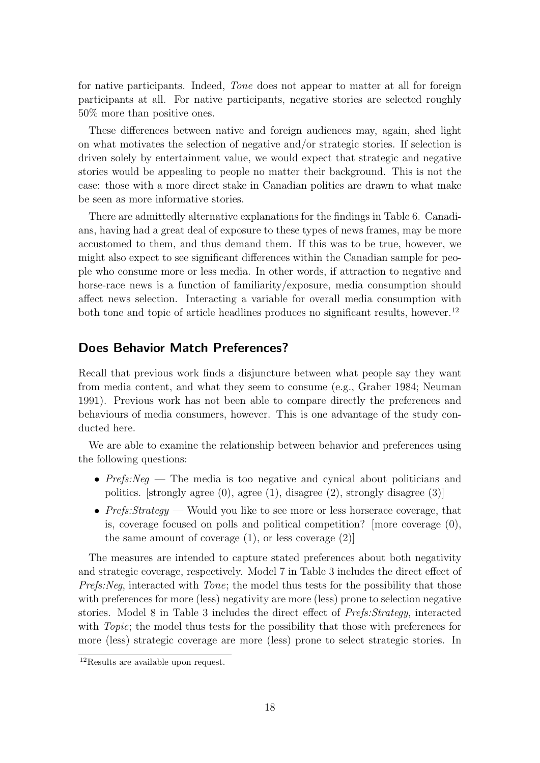for native participants. Indeed, *Tone* does not appear to matter at all for foreign participants at all. For native participants, negative stories are selected roughly 50% more than positive ones.

These differences between native and foreign audiences may, again, shed light on what motivates the selection of negative and/or strategic stories. If selection is driven solely by entertainment value, we would expect that strategic and negative stories would be appealing to people no matter their background. This is not the case: those with a more direct stake in Canadian politics are drawn to what make be seen as more informative stories.

There are admittedly alternative explanations for the findings in Table 6. Canadians, having had a great deal of exposure to these types of news frames, may be more accustomed to them, and thus demand them. If this was to be true, however, we might also expect to see significant differences within the Canadian sample for people who consume more or less media. In other words, if attraction to negative and horse-race news is a function of familiarity/exposure, media consumption should affect news selection. Interacting a variable for overall media consumption with both tone and topic of article headlines produces no significant results, however.[12]

## Does Behavior Match Preferences?

Recall that previous work finds a disjuncture between what people say they want from media content, and what they seem to consume (e.g., Graber 1984; Neuman 1991). Previous work has not been able to compare directly the preferences and behaviours of media consumers, however. This is one advantage of the study conducted here.

We are able to examine the relationship between behavior and preferences using the following questions:

- *Prefs:Neg* — The media is too negative and cynical about politicians and politics. [strongly agree (0), agree (1), disagree (2), strongly disagree (3)]
- *Prefs:Strategy* — Would you like to see more or less horserace coverage, that is, coverage focused on polls and political competition? [more coverage (0), the same amount of coverage (1), or less coverage (2)]

The measures are intended to capture stated preferences about both negativity and strategic coverage, respectively. Model 7 in Table 3 includes the direct effect of *Prefs:Neg*, interacted with *Tone*; the model thus tests for the possibility that those with preferences for more (less) negativity are more (less) prone to selection negative stories. Model 8 in Table 3 includes the direct effect of *Prefs:Strategy*, interacted with *Topic*; the model thus tests for the possibility that those with preferences for more (less) strategic coverage are more (less) prone to select strategic stories. In

[12] Results are available upon request.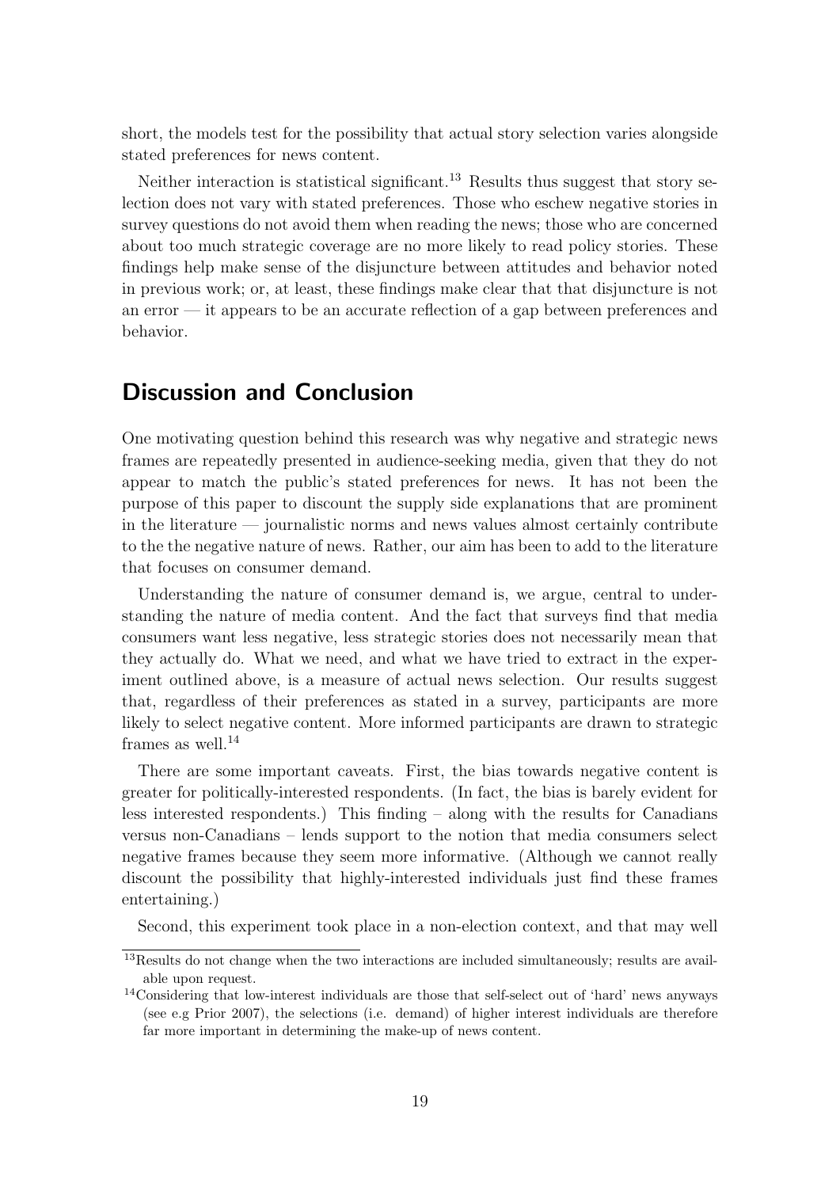short, the models test for the possibility that actual story selection varies alongside stated preferences for news content.

Neither interaction is statistical significant.[13] Results thus suggest that story selection does not vary with stated preferences. Those who eschew negative stories in survey questions do not avoid them when reading the news; those who are concerned about too much strategic coverage are no more likely to read policy stories. These findings help make sense of the disjuncture between attitudes and behavior noted in previous work; or, at least, these findings make clear that that disjuncture is not an error — it appears to be an accurate reflection of a gap between preferences and behavior.

## Discussion and Conclusion

One motivating question behind this research was why negative and strategic news frames are repeatedly presented in audience-seeking media, given that they do not appear to match the public's stated preferences for news. It has not been the purpose of this paper to discount the supply side explanations that are prominent in the literature — journalistic norms and news values almost certainly contribute to the the negative nature of news. Rather, our aim has been to add to the literature that focuses on consumer demand.

Understanding the nature of consumer demand is, we argue, central to understanding the nature of media content. And the fact that surveys find that media consumers want less negative, less strategic stories does not necessarily mean that they actually do. What we need, and what we have tried to extract in the experiment outlined above, is a measure of actual news selection. Our results suggest that, regardless of their preferences as stated in a survey, participants are more likely to select negative content. More informed participants are drawn to strategic frames as well.[14]

There are some important caveats. First, the bias towards negative content is greater for politically-interested respondents. (In fact, the bias is barely evident for less interested respondents.) This finding – along with the results for Canadians versus non-Canadians – lends support to the notion that media consumers select negative frames because they seem more informative. (Although we cannot really discount the possibility that highly-interested individuals just find these frames entertaining.)

Second, this experiment took place in a non-election context, and that may well

[13]Results do not change when the two interactions are included simultaneously; results are available upon request.

[14]Considering that low-interest individuals are those that self-select out of 'hard' news anyways (see e.g Prior 2007), the selections (i.e. demand) of higher interest individuals are therefore far more important in determining the make-up of news content.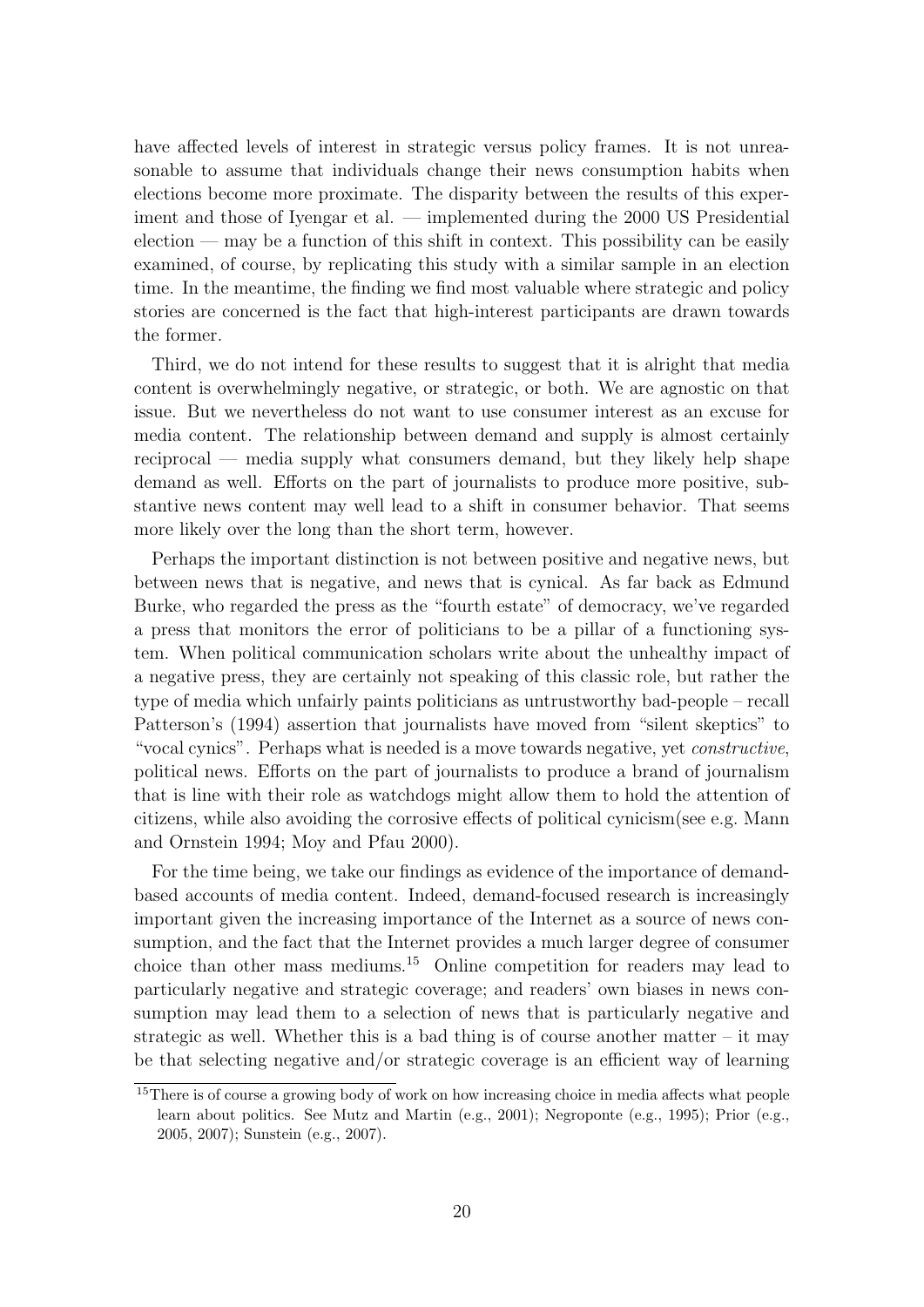have affected levels of interest in strategic versus policy frames. It is not unreasonable to assume that individuals change their news consumption habits when elections become more proximate. The disparity between the results of this experiment and those of Iyengar et al. — implemented during the 2000 US Presidential election — may be a function of this shift in context. This possibility can be easily examined, of course, by replicating this study with a similar sample in an election time. In the meantime, the finding we find most valuable where strategic and policy stories are concerned is the fact that high-interest participants are drawn towards the former.

Third, we do not intend for these results to suggest that it is alright that media content is overwhelmingly negative, or strategic, or both. We are agnostic on that issue. But we nevertheless do not want to use consumer interest as an excuse for media content. The relationship between demand and supply is almost certainly reciprocal — media supply what consumers demand, but they likely help shape demand as well. Efforts on the part of journalists to produce more positive, substantive news content may well lead to a shift in consumer behavior. That seems more likely over the long than the short term, however.

Perhaps the important distinction is not between positive and negative news, but between news that is negative, and news that is cynical. As far back as Edmund Burke, who regarded the press as the "fourth estate" of democracy, we've regarded a press that monitors the error of politicians to be a pillar of a functioning system. When political communication scholars write about the unhealthy impact of a negative press, they are certainly not speaking of this classic role, but rather the type of media which unfairly paints politicians as untrustworthy bad-people – recall Patterson's (1994) assertion that journalists have moved from "silent skeptics" to "vocal cynics". Perhaps what is needed is a move towards negative, yet *constructive*, political news. Efforts on the part of journalists to produce a brand of journalism that is line with their role as watchdogs might allow them to hold the attention of citizens, while also avoiding the corrosive effects of political cynicism(see e.g. Mann and Ornstein 1994; Moy and Pfau 2000).

For the time being, we take our findings as evidence of the importance of demand-based accounts of media content. Indeed, demand-focused research is increasingly important given the increasing importance of the Internet as a source of news consumption, and the fact that the Internet provides a much larger degree of consumer choice than other mass mediums.[15] Online competition for readers may lead to particularly negative and strategic coverage; and readers' own biases in news consumption may lead them to a selection of news that is particularly negative and strategic as well. Whether this is a bad thing is of course another matter – it may be that selecting negative and/or strategic coverage is an efficient way of learning

[15] There is of course a growing body of work on how increasing choice in media affects what people learn about politics. See Mutz and Martin (e.g., 2001); Negroponte (e.g., 1995); Prior (e.g., 2005, 2007); Sunstein (e.g., 2007).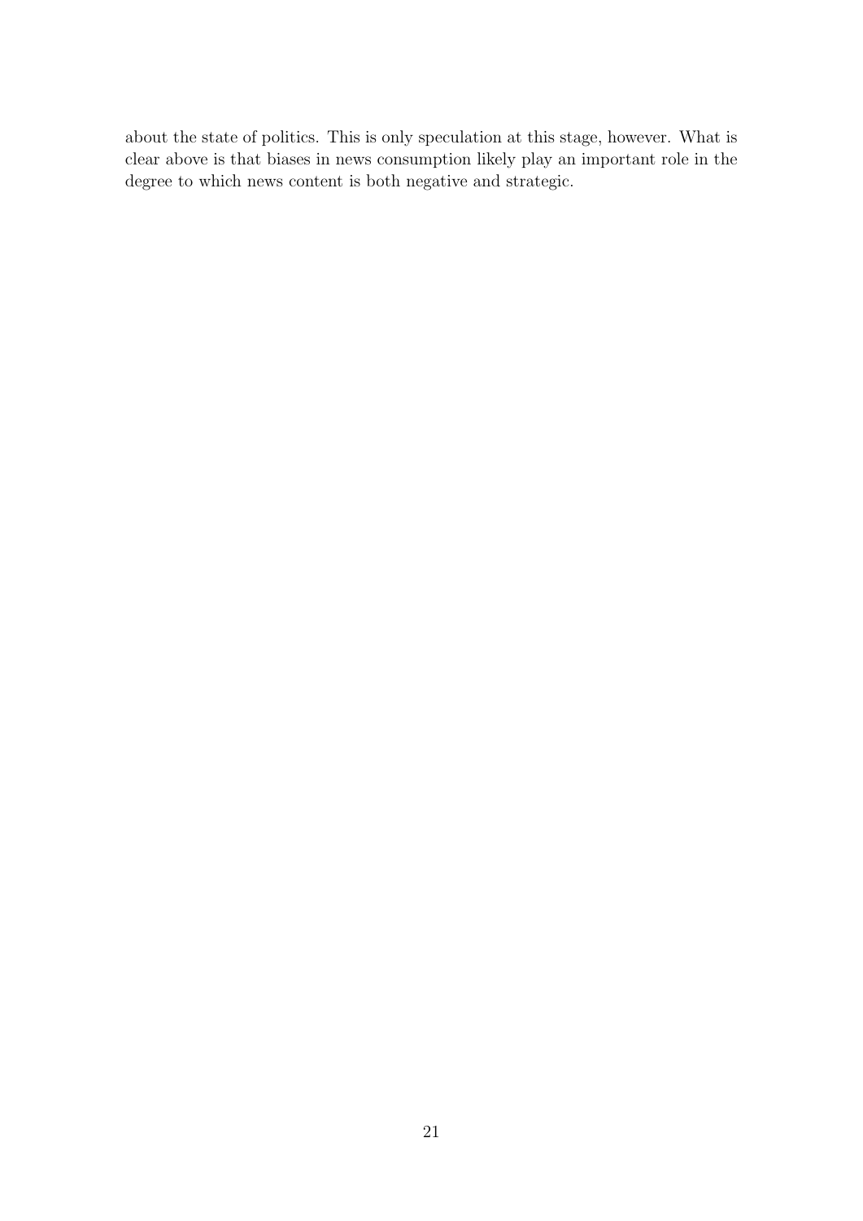about the state of politics. This is only speculation at this stage, however. What is clear above is that biases in news consumption likely play an important role in the degree to which news content is both negative and strategic.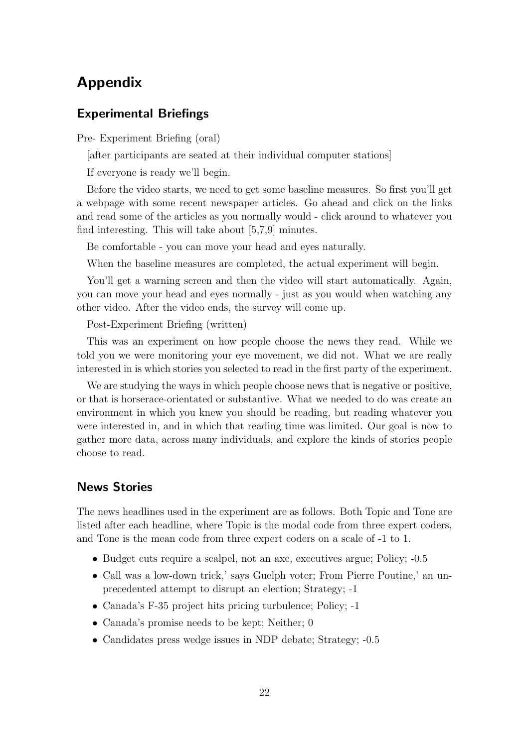# Appendix

## Experimental Briefings

Pre- Experiment Briefing (oral)

[after participants are seated at their individual computer stations]

If everyone is ready we'll begin.

Before the video starts, we need to get some baseline measures. So first you'll get a webpage with some recent newspaper articles. Go ahead and click on the links and read some of the articles as you normally would - click around to whatever you find interesting. This will take about [5,7,9] minutes.

Be comfortable - you can move your head and eyes naturally.

When the baseline measures are completed, the actual experiment will begin.

You'll get a warning screen and then the video will start automatically. Again, you can move your head and eyes normally - just as you would when watching any other video. After the video ends, the survey will come up.

Post-Experiment Briefing (written)

This was an experiment on how people choose the news they read. While we told you we were monitoring your eye movement, we did not. What we are really interested in is which stories you selected to read in the first party of the experiment.

We are studying the ways in which people choose news that is negative or positive, or that is horserace-orientated or substantive. What we needed to do was create an environment in which you knew you should be reading, but reading whatever you were interested in, and in which that reading time was limited. Our goal is now to gather more data, across many individuals, and explore the kinds of stories people choose to read.

## News Stories

The news headlines used in the experiment are as follows. Both Topic and Tone are listed after each headline, where Topic is the modal code from three expert coders, and Tone is the mean code from three expert coders on a scale of -1 to 1.

- Budget cuts require a scalpel, not an axe, executives argue; Policy; -0.5
- Call was a low-down trick,' says Guelph voter; From Pierre Poutine,' an unprecedented attempt to disrupt an election; Strategy; -1
- Canada's F-35 project hits pricing turbulence; Policy; -1
- Canada's promise needs to be kept; Neither; 0
- Candidates press wedge issues in NDP debate; Strategy; -0.5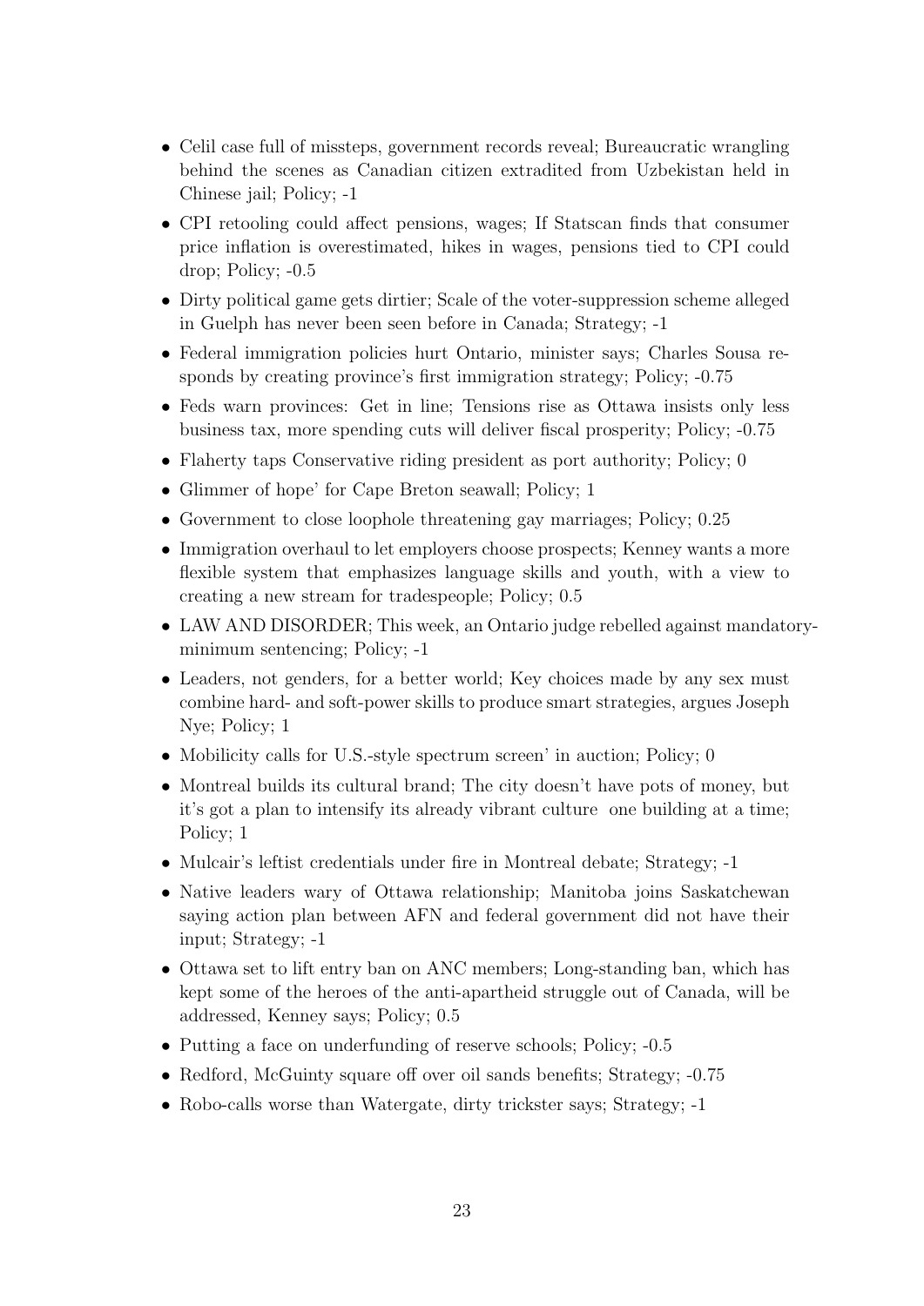- Celil case full of missteps, government records reveal; Bureaucratic wrangling behind the scenes as Canadian citizen extradited from Uzbekistan held in Chinese jail; Policy; -1
- CPI retooling could affect pensions, wages; If Statscan finds that consumer price inflation is overestimated, hikes in wages, pensions tied to CPI could drop; Policy; -0.5
- Dirty political game gets dirtier; Scale of the voter-suppression scheme alleged in Guelph has never been seen before in Canada; Strategy; -1
- Federal immigration policies hurt Ontario, minister says; Charles Sousa responds by creating province's first immigration strategy; Policy; -0.75
- Feds warn provinces: Get in line; Tensions rise as Ottawa insists only less business tax, more spending cuts will deliver fiscal prosperity; Policy; -0.75
- Flaherty taps Conservative riding president as port authority; Policy; 0
- Glimmer of hope' for Cape Breton seawall; Policy; 1
- Government to close loophole threatening gay marriages; Policy; 0.25
- Immigration overhaul to let employers choose prospects; Kenney wants a more flexible system that emphasizes language skills and youth, with a view to creating a new stream for tradespeople; Policy; 0.5
- LAW AND DISORDER; This week, an Ontario judge rebelled against mandatory-minimum sentencing; Policy; -1
- Leaders, not genders, for a better world; Key choices made by any sex must combine hard- and soft-power skills to produce smart strategies, argues Joseph Nye; Policy; 1
- Mobilicity calls for U.S.-style spectrum screen' in auction; Policy; 0
- Montreal builds its cultural brand; The city doesn't have pots of money, but it's got a plan to intensify its already vibrant culture one building at a time; Policy; 1
- Mulcair's leftist credentials under fire in Montreal debate; Strategy; -1
- Native leaders wary of Ottawa relationship; Manitoba joins Saskatchewan saying action plan between AFN and federal government did not have their input; Strategy; -1
- Ottawa set to lift entry ban on ANC members; Long-standing ban, which has kept some of the heroes of the anti-apartheid struggle out of Canada, will be addressed, Kenney says; Policy; 0.5
- Putting a face on underfunding of reserve schools; Policy; -0.5
- Redford, McGuinty square off over oil sands benefits; Strategy; -0.75
- Robo-calls worse than Watergate, dirty trickster says; Strategy; -1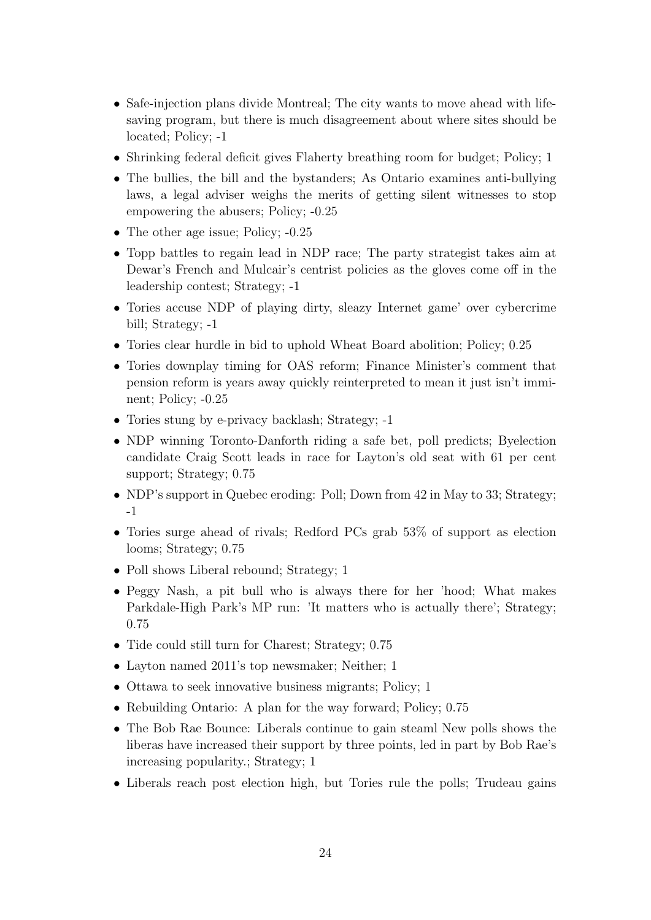- Safe-injection plans divide Montreal; The city wants to move ahead with life-saving program, but there is much disagreement about where sites should be located; Policy; -1
- Shrinking federal deficit gives Flaherty breathing room for budget; Policy; 1
- The bullies, the bill and the bystanders; As Ontario examines anti-bullying laws, a legal adviser weighs the merits of getting silent witnesses to stop empowering the abusers; Policy; -0.25
- The other age issue; Policy; -0.25
- Topp battles to regain lead in NDP race; The party strategist takes aim at Dewar's French and Mulcair's centrist policies as the gloves come off in the leadership contest; Strategy; -1
- Tories accuse NDP of playing dirty, sleazy Internet game' over cybercrime bill; Strategy; -1
- Tories clear hurdle in bid to uphold Wheat Board abolition; Policy; 0.25
- Tories downplay timing for OAS reform; Finance Minister's comment that pension reform is years away quickly reinterpreted to mean it just isn't imminent; Policy; -0.25
- Tories stung by e-privacy backlash; Strategy; -1
- NDP winning Toronto-Danforth riding a safe bet, poll predicts; Byelection candidate Craig Scott leads in race for Layton's old seat with 61 per cent support; Strategy; 0.75
- NDP's support in Quebec eroding: Poll; Down from 42 in May to 33; Strategy; -1
- Tories surge ahead of rivals; Redford PCs grab 53% of support as election looms; Strategy; 0.75
- Poll shows Liberal rebound; Strategy; 1
- Peggy Nash, a pit bull who is always there for her 'hood; What makes Parkdale-High Park's MP run: 'It matters who is actually there'; Strategy; 0.75
- Tide could still turn for Charest; Strategy; 0.75
- Layton named 2011's top newsmaker; Neither; 1
- Ottawa to seek innovative business migrants; Policy; 1
- Rebuilding Ontario: A plan for the way forward; Policy; 0.75
- The Bob Rae Bounce: Liberals continue to gain steaml New polls shows the liberas have increased their support by three points, led in part by Bob Rae's increasing popularity.; Strategy; 1
- Liberals reach post election high, but Tories rule the polls; Trudeau gains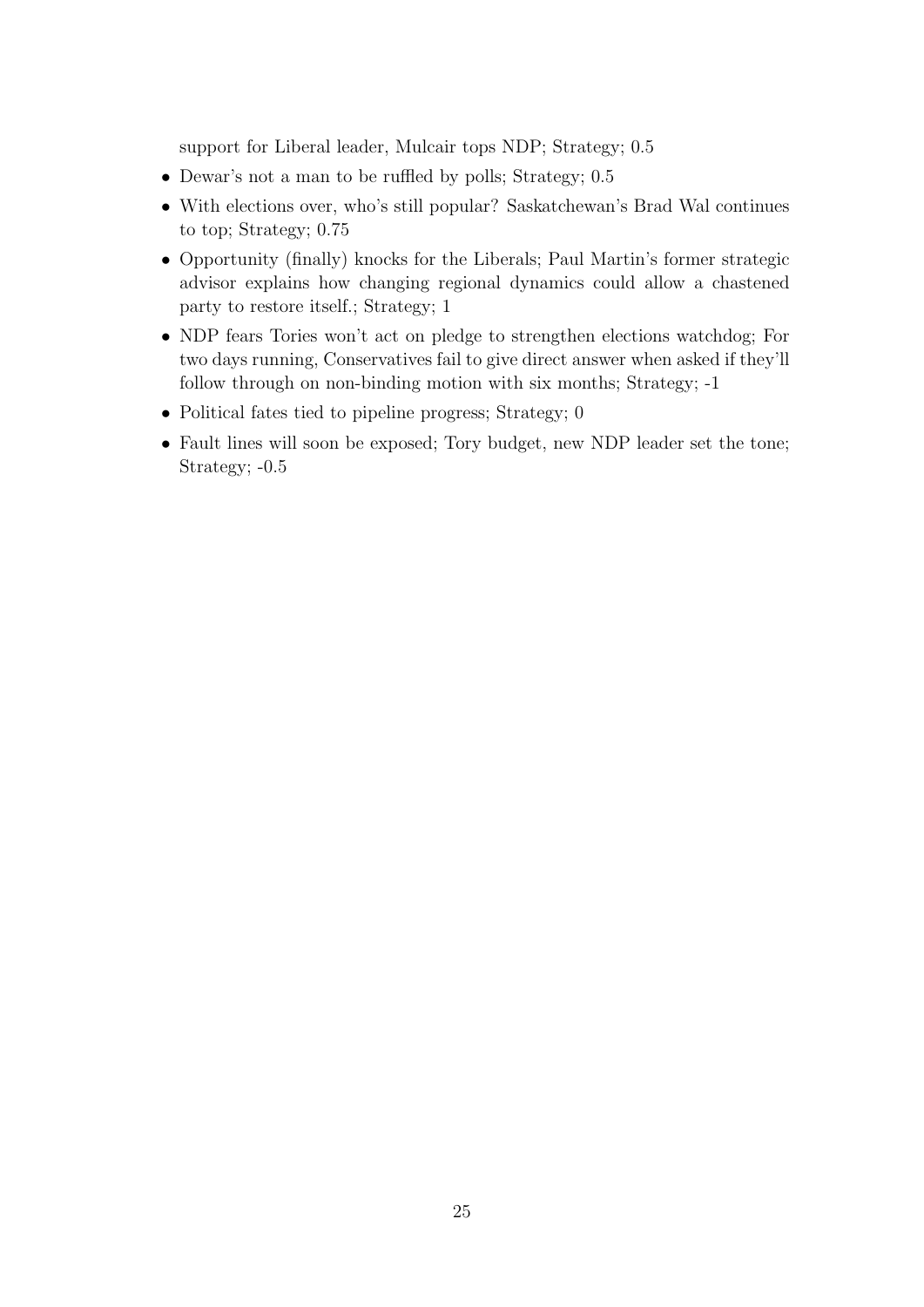support for Liberal leader, Mulcair tops NDP; Strategy; 0.5

- Dewar's not a man to be ruffled by polls; Strategy; 0.5
- With elections over, who's still popular? Saskatchewan's Brad Wal continues to top; Strategy; 0.75
- Opportunity (finally) knocks for the Liberals; Paul Martin's former strategic advisor explains how changing regional dynamics could allow a chastened party to restore itself.; Strategy; 1
- NDP fears Tories won't act on pledge to strengthen elections watchdog; For two days running, Conservatives fail to give direct answer when asked if they'll follow through on non-binding motion with six months; Strategy; -1
- Political fates tied to pipeline progress; Strategy; 0
- Fault lines will soon be exposed; Tory budget, new NDP leader set the tone; Strategy; -0.5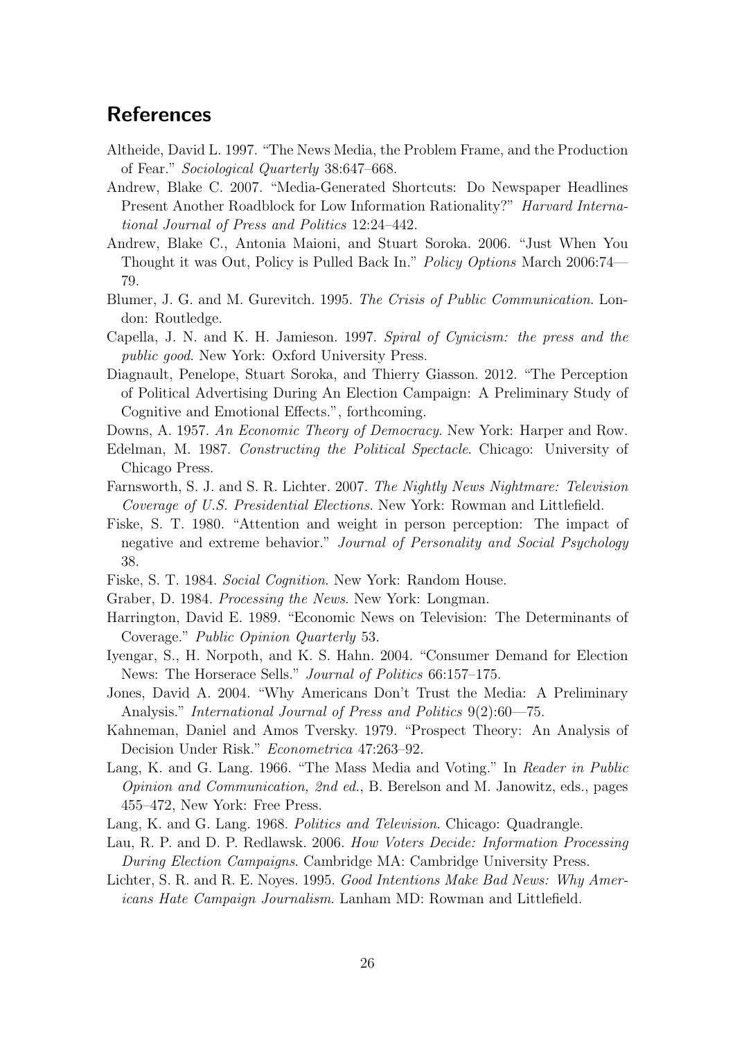## References

Altheide, David L. 1997. "The News Media, the Problem Frame, and the Production of Fear." *Sociological Quarterly* 38:647–668.

Andrew, Blake C. 2007. "Media-Generated Shortcuts: Do Newspaper Headlines Present Another Roadblock for Low Information Rationality?" *Harvard International Journal of Press and Politics* 12:24–442.

Andrew, Blake C., Antonia Maioni, and Stuart Soroka. 2006. "Just When You Thought it was Out, Policy is Pulled Back In." *Policy Options* March 2006:74—79.

Blumer, J. G. and M. Gurevitch. 1995. *The Crisis of Public Communication*. London: Routledge.

Capella, J. N. and K. H. Jamieson. 1997. *Spiral of Cynicism: the press and the public good*. New York: Oxford University Press.

Diagnault, Penelope, Stuart Soroka, and Thierry Giasson. 2012. "The Perception of Political Advertising During An Election Campaign: A Preliminary Study of Cognitive and Emotional Effects.", forthcoming.

Downs, A. 1957. *An Economic Theory of Democracy*. New York: Harper and Row.

Edelman, M. 1987. *Constructing the Political Spectacle*. Chicago: University of Chicago Press.

Farnsworth, S. J. and S. R. Lichter. 2007. *The Nightly News Nightmare: Television Coverage of U.S. Presidential Elections*. New York: Rowman and Littlefield.

Fiske, S. T. 1980. "Attention and weight in person perception: The impact of negative and extreme behavior." *Journal of Personality and Social Psychology* 38.

Fiske, S. T. 1984. *Social Cognition*. New York: Random House.

Graber, D. 1984. *Processing the News*. New York: Longman.

Harrington, David E. 1989. "Economic News on Television: The Determinants of Coverage." *Public Opinion Quarterly* 53.

Iyengar, S., H. Norpoth, and K. S. Hahn. 2004. "Consumer Demand for Election News: The Horserace Sells." *Journal of Politics* 66:157–175.

Jones, David A. 2004. "Why Americans Don't Trust the Media: A Preliminary Analysis." *International Journal of Press and Politics* 9(2):60—75.

Kahneman, Daniel and Amos Tversky. 1979. "Prospect Theory: An Analysis of Decision Under Risk." *Econometrica* 47:263–92.

Lang, K. and G. Lang. 1966. "The Mass Media and Voting." In *Reader in Public Opinion and Communication, 2nd ed.*, B. Berelson and M. Janowitz, eds., pages 455–472, New York: Free Press.

Lang, K. and G. Lang. 1968. *Politics and Television*. Chicago: Quadrangle.

Lau, R. P. and D. P. Redlawsk. 2006. *How Voters Decide: Information Processing During Election Campaigns*. Cambridge MA: Cambridge University Press.

Lichter, S. R. and R. E. Noyes. 1995. *Good Intentions Make Bad News: Why Americans Hate Campaign Journalism*. Lanham MD: Rowman and Littlefield.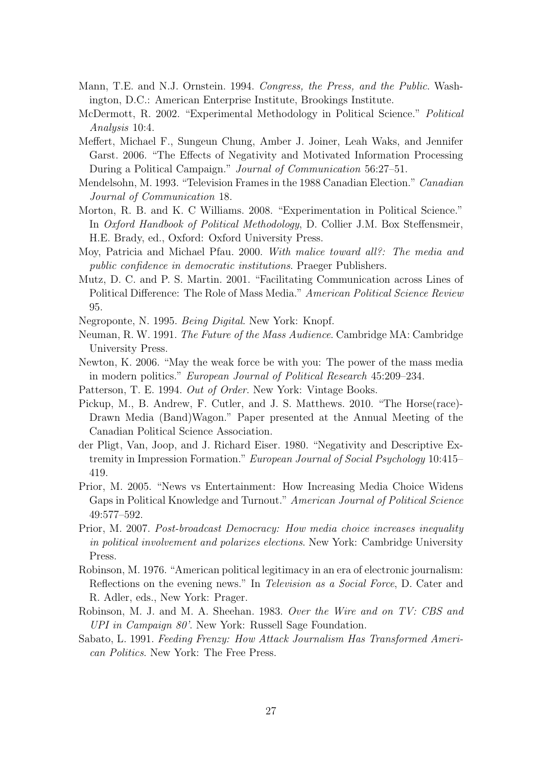Mann, T.E. and N.J. Ornstein. 1994. *Congress, the Press, and the Public*. Washington, D.C.: American Enterprise Institute, Brookings Institute.

McDermott, R. 2002. "Experimental Methodology in Political Science." *Political Analysis* 10:4.

Meffert, Michael F., Sungeun Chung, Amber J. Joiner, Leah Waks, and Jennifer Garst. 2006. "The Effects of Negativity and Motivated Information Processing During a Political Campaign." *Journal of Communication* 56:27–51.

Mendelsohn, M. 1993. "Television Frames in the 1988 Canadian Election." *Canadian Journal of Communication* 18.

Morton, R. B. and K. C Williams. 2008. "Experimentation in Political Science." In *Oxford Handbook of Political Methodology*, D. Collier J.M. Box Steffensmeir, H.E. Brady, ed., Oxford: Oxford University Press.

Moy, Patricia and Michael Pfau. 2000. *With malice toward all?: The media and public confidence in democratic institutions*. Praeger Publishers.

Mutz, D. C. and P. S. Martin. 2001. "Facilitating Communication across Lines of Political Difference: The Role of Mass Media." *American Political Science Review* 95.

Negroponte, N. 1995. *Being Digital*. New York: Knopf.

Neuman, R. W. 1991. *The Future of the Mass Audience*. Cambridge MA: Cambridge University Press.

Newton, K. 2006. "May the weak force be with you: The power of the mass media in modern politics." *European Journal of Political Research* 45:209–234.

Patterson, T. E. 1994. *Out of Order*. New York: Vintage Books.

Pickup, M., B. Andrew, F. Cutler, and J. S. Matthews. 2010. "The Horse(race)-Drawn Media (Band)Wagon." Paper presented at the Annual Meeting of the Canadian Political Science Association.

der Pligt, Van, Joop, and J. Richard Eiser. 1980. "Negativity and Descriptive Extremity in Impression Formation." *European Journal of Social Psychology* 10:415–419.

Prior, M. 2005. "News vs Entertainment: How Increasing Media Choice Widens Gaps in Political Knowledge and Turnout." *American Journal of Political Science* 49:577–592.

Prior, M. 2007. *Post-broadcast Democracy: How media choice increases inequality in political involvement and polarizes elections*. New York: Cambridge University Press.

Robinson, M. 1976. "American political legitimacy in an era of electronic journalism: Reflections on the evening news." In *Television as a Social Force*, D. Cater and R. Adler, eds., New York: Prager.

Robinson, M. J. and M. A. Sheehan. 1983. *Over the Wire and on TV: CBS and UPI in Campaign 80'*. New York: Russell Sage Foundation.

Sabato, L. 1991. *Feeding Frenzy: How Attack Journalism Has Transformed American Politics*. New York: The Free Press.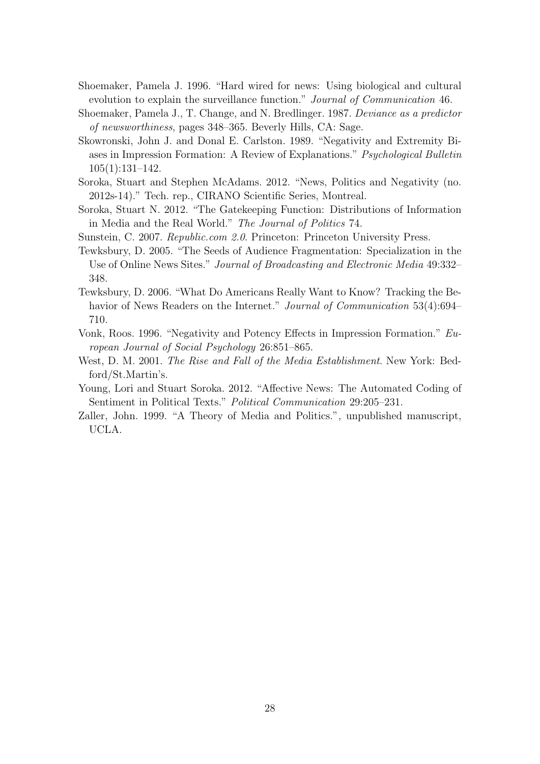Shoemaker, Pamela J. 1996. "Hard wired for news: Using biological and cultural evolution to explain the surveillance function." *Journal of Communication* 46.

Shoemaker, Pamela J., T. Change, and N. Bredlinger. 1987. *Deviance as a predictor of newsworthiness*, pages 348–365. Beverly Hills, CA: Sage.

Skowronski, John J. and Donal E. Carlston. 1989. "Negativity and Extremity Biases in Impression Formation: A Review of Explanations." *Psychological Bulletin* 105(1):131–142.

Soroka, Stuart and Stephen McAdams. 2012. "News, Politics and Negativity (no. 2012s-14)." Tech. rep., CIRANO Scientific Series, Montreal.

Soroka, Stuart N. 2012. "The Gatekeeping Function: Distributions of Information in Media and the Real World." *The Journal of Politics* 74.

Sunstein, C. 2007. *Republic.com 2.0*. Princeton: Princeton University Press.

Tewksbury, D. 2005. "The Seeds of Audience Fragmentation: Specialization in the Use of Online News Sites." *Journal of Broadcasting and Electronic Media* 49:332–348.

Tewksbury, D. 2006. "What Do Americans Really Want to Know? Tracking the Behavior of News Readers on the Internet." *Journal of Communication* 53(4):694–710.

Vonk, Roos. 1996. "Negativity and Potency Effects in Impression Formation." *European Journal of Social Psychology* 26:851–865.

West, D. M. 2001. *The Rise and Fall of the Media Establishment*. New York: Bedford/St.Martin's.

Young, Lori and Stuart Soroka. 2012. "Affective News: The Automated Coding of Sentiment in Political Texts." *Political Communication* 29:205–231.

Zaller, John. 1999. "A Theory of Media and Politics.", unpublished manuscript, UCLA.